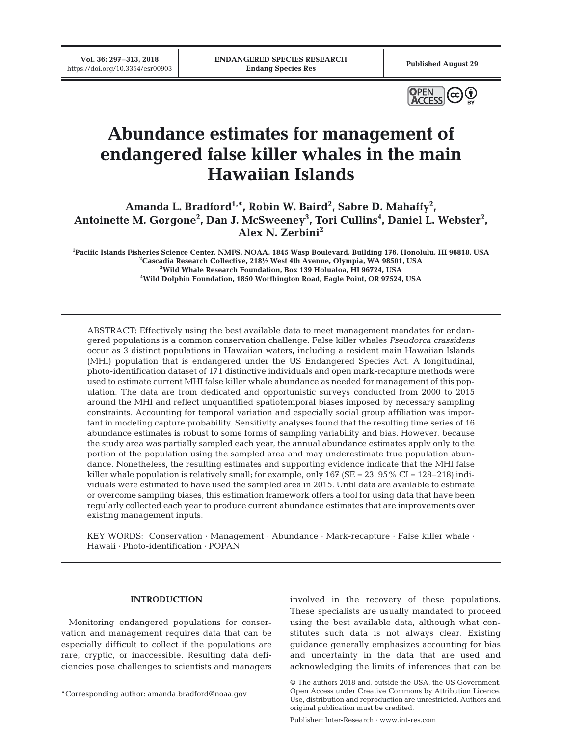# Abundance estimates for management of endangered false killer whales in the main Hawaiian Islands

**Amanda L. Bradford[1,\*], Robin W. Baird[2], Sabre D. Mahaffy[2], Antoinette M. Gorgone[2], Dan J. McSweeney[3], Tori Cullins[4], Daniel L. Webster[2], Alex N. Zerbini[2]**

[1]Pacific Islands Fisheries Science Center, NMFS, NOAA, 1845 Wasp Boulevard, Building 176, Honolulu, HI 96818, USA
[2]Cascadia Research Collective, 218½ West 4th Avenue, Olympia, WA 98501, USA
[3]Wild Whale Research Foundation, Box 139 Holualoa, HI 96724, USA
[4]Wild Dolphin Foundation, 1850 Worthington Road, Eagle Point, OR 97524, USA

ABSTRACT: Effectively using the best available data to meet management mandates for endangered populations is a common conservation challenge. False killer whales *Pseudorca crassidens* occur as 3 distinct populations in Hawaiian waters, including a resident main Hawaiian Islands (MHI) population that is endangered under the US Endangered Species Act. A longitudinal, photo-identification dataset of 171 distinctive individuals and open mark-recapture methods were used to estimate current MHI false killer whale abundance as needed for management of this population. The data are from dedicated and opportunistic surveys conducted from 2000 to 2015 around the MHI and reflect unquantified spatiotemporal biases imposed by necessary sampling constraints. Accounting for temporal variation and especially social group affiliation was important in modeling capture probability. Sensitivity analyses found that the resulting time series of 16 abundance estimates is robust to some forms of sampling variability and bias. However, because the study area was partially sampled each year, the annual abundance estimates apply only to the portion of the population using the sampled area and may underestimate true population abundance. Nonetheless, the resulting estimates and supporting evidence indicate that the MHI false killer whale population is relatively small; for example, only 167 (SE = 23, 95% CI = 128–218) individuals were estimated to have used the sampled area in 2015. Until data are available to estimate or overcome sampling biases, this estimation framework offers a tool for using data that have been regularly collected each year to produce current abundance estimates that are improvements over existing management inputs.

KEY WORDS: Conservation · Management · Abundance · Mark-recapture · False killer whale · Hawaii · Photo-identification · POPAN

## INTRODUCTION

Monitoring endangered populations for conservation and management requires data that can be especially difficult to collect if the populations are rare, cryptic, or inaccessible. Resulting data deficiencies pose challenges to scientists and managers involved in the recovery of these populations. These specialists are usually mandated to proceed using the best available data, although what constitutes such data is not always clear. Existing guidance generally emphasizes accounting for bias and uncertainty in the data that are used and acknowledging the limits of inferences that can be

\*Corresponding author: amanda.bradford@noaa.gov

© The authors 2018 and, outside the USA, the US Government. Open Access under Creative Commons by Attribution Licence. Use, distribution and reproduction are unrestricted. Authors and original publication must be credited.

Publisher: Inter-Research · www.int-res.com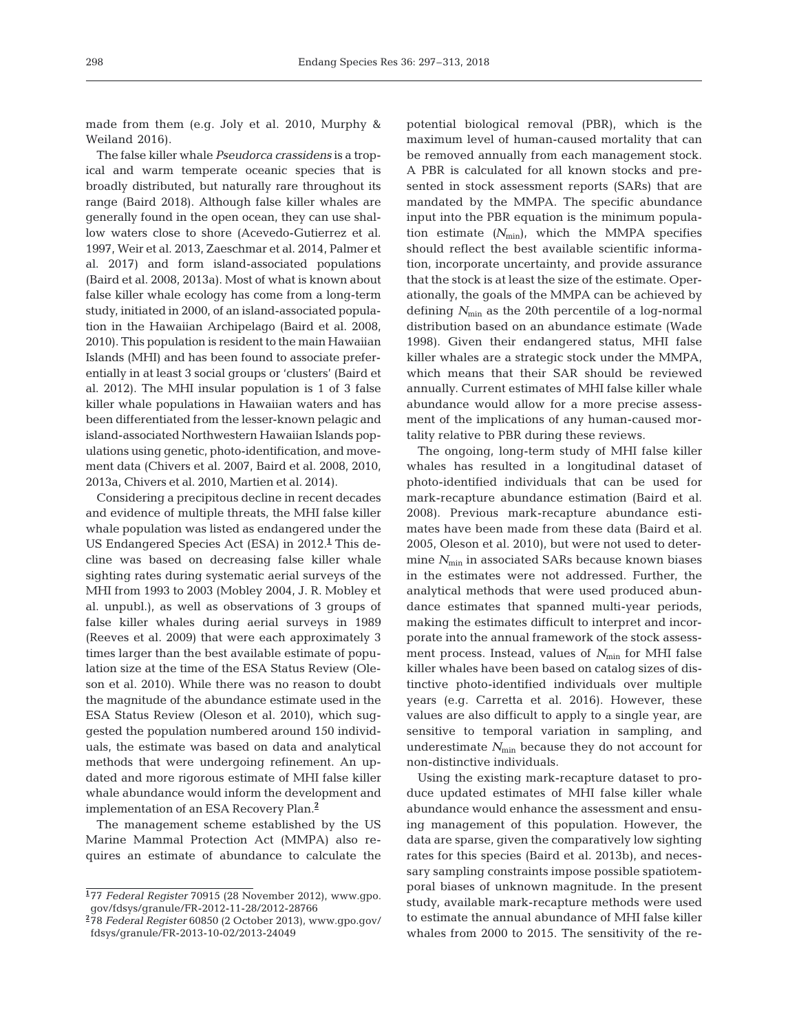made from them (e.g. Joly et al. 2010, Murphy & Weiland 2016).

The false killer whale *Pseudorca crassidens* is a tropical and warm temperate oceanic species that is broadly distributed, but naturally rare throughout its range (Baird 2018). Although false killer whales are generally found in the open ocean, they can use shallow waters close to shore (Acevedo-Gutierrez et al. 1997, Weir et al. 2013, Zaeschmar et al. 2014, Palmer et al. 2017) and form island-associated populations (Baird et al. 2008, 2013a). Most of what is known about false killer whale ecology has come from a long-term study, initiated in 2000, of an island-associated population in the Hawaiian Archipelago (Baird et al. 2008, 2010). This population is resident to the main Hawaiian Islands (MHI) and has been found to associate preferentially in at least 3 social groups or 'clusters' (Baird et al. 2012). The MHI insular population is 1 of 3 false killer whale populations in Hawaiian waters and has been differentiated from the lesser-known pelagic and island-associated Northwestern Hawaiian Islands populations using genetic, photo-identification, and movement data (Chivers et al. 2007, Baird et al. 2008, 2010, 2013a, Chivers et al. 2010, Martien et al. 2014).

Considering a precipitous decline in recent decades and evidence of multiple threats, the MHI false killer whale population was listed as endangered under the US Endangered Species Act (ESA) in 2012.[1] This decline was based on decreasing false killer whale sighting rates during systematic aerial surveys of the MHI from 1993 to 2003 (Mobley 2004, J. R. Mobley et al. unpubl.), as well as observations of 3 groups of false killer whales during aerial surveys in 1989 (Reeves et al. 2009) that were each approximately 3 times larger than the best available estimate of population size at the time of the ESA Status Review (Oleson et al. 2010). While there was no reason to doubt the magnitude of the abundance estimate used in the ESA Status Review (Oleson et al. 2010), which suggested the population numbered around 150 individuals, the estimate was based on data and analytical methods that were undergoing refinement. An updated and more rigorous estimate of MHI false killer whale abundance would inform the development and implementation of an ESA Recovery Plan.[2]

The management scheme established by the US Marine Mammal Protection Act (MMPA) also requires an estimate of abundance to calculate the potential biological removal (PBR), which is the maximum level of human-caused mortality that can be removed annually from each management stock. A PBR is calculated for all known stocks and presented in stock assessment reports (SARs) that are mandated by the MMPA. The specific abundance input into the PBR equation is the minimum population estimate ($N_{min}$), which the MMPA specifies should reflect the best available scientific information, incorporate uncertainty, and provide assurance that the stock is at least the size of the estimate. Operationally, the goals of the MMPA can be achieved by defining $N_{min}$ as the 20th percentile of a log-normal distribution based on an abundance estimate (Wade 1998). Given their endangered status, MHI false killer whales are a strategic stock under the MMPA, which means that their SAR should be reviewed annually. Current estimates of MHI false killer whale abundance would allow for a more precise assessment of the implications of any human-caused mortality relative to PBR during these reviews.

The ongoing, long-term study of MHI false killer whales has resulted in a longitudinal dataset of photo-identified individuals that can be used for mark-recapture abundance estimation (Baird et al. 2008). Previous mark-recapture abundance estimates have been made from these data (Baird et al. 2005, Oleson et al. 2010), but were not used to determine $N_{min}$ in associated SARs because known biases in the estimates were not addressed. Further, the analytical methods that were used produced abundance estimates that spanned multi-year periods, making the estimates difficult to interpret and incorporate into the annual framework of the stock assessment process. Instead, values of $N_{min}$ for MHI false killer whales have been based on catalog sizes of distinctive photo-identified individuals over multiple years (e.g. Carretta et al. 2016). However, these values are also difficult to apply to a single year, are sensitive to temporal variation in sampling, and underestimate $N_{min}$ because they do not account for non-distinctive individuals.

Using the existing mark-recapture dataset to produce updated estimates of MHI false killer whale abundance would enhance the assessment and ensuing management of this population. However, the data are sparse, given the comparatively low sighting rates for this species (Baird et al. 2013b), and necessary sampling constraints impose possible spatiotemporal biases of unknown magnitude. In the present study, available mark-recapture methods were used to estimate the annual abundance of MHI false killer whales from 2000 to 2015. The sensitivity of the re-

[1] 77 *Federal Register* 70915 (28 November 2012), www.gpo.gov/fdsys/granule/FR-2012-11-28/2012-28766

[2] 78 *Federal Register* 60850 (2 October 2013), www.gpo.gov/fdsys/granule/FR-2013-10-02/2013-24049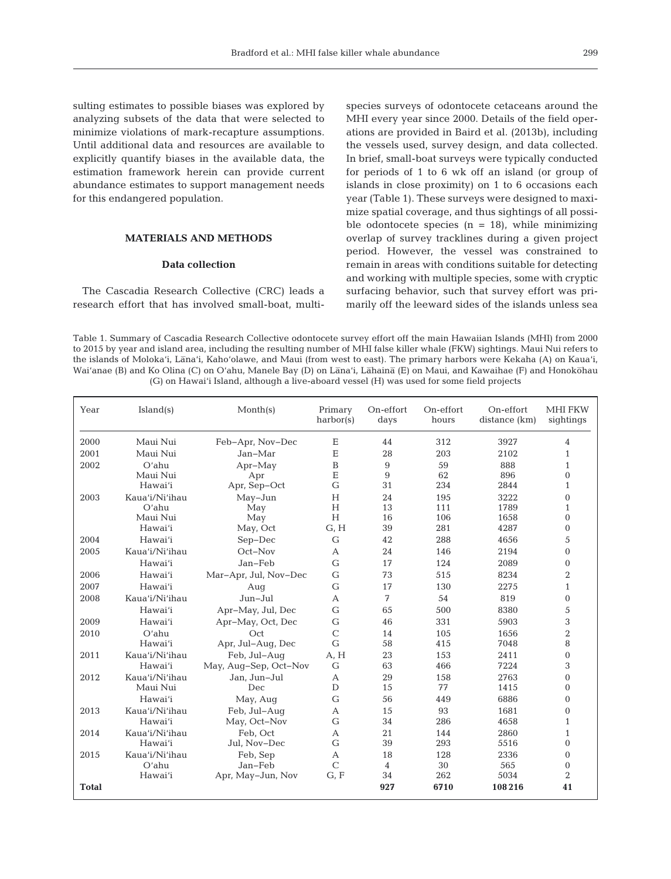sulting estimates to possible biases was explored by analyzing subsets of the data that were selected to minimize violations of mark-recapture assumptions. Until additional data and resources are available to explicitly quantify biases in the available data, the estimation framework herein can provide current abundance estimates to support management needs for this endangered population.

## MATERIALS AND METHODS

### Data collection

The Cascadia Research Collective (CRC) leads a research effort that has involved small-boat, multi-species surveys of odontocete cetaceans around the MHI every year since 2000. Details of the field operations are provided in Baird et al. (2013b), including the vessels used, survey design, and data collected. In brief, small-boat surveys were typically conducted for periods of 1 to 6 wk off an island (or group of islands in close proximity) on 1 to 6 occasions each year (Table 1). These surveys were designed to maximize spatial coverage, and thus sightings of all possible odontocete species (n = 18), while minimizing overlap of survey tracklines during a given project period. However, the vessel was constrained to remain in areas with conditions suitable for detecting and working with multiple species, some with cryptic surfacing behavior, such that survey effort was primarily off the leeward sides of the islands unless sea

Table 1. Summary of Cascadia Research Collective odontocete survey effort off the main Hawaiian Islands (MHI) from 2000 to 2015 by year and island area, including the resulting number of MHI false killer whale (FKW) sightings. Maui Nui refers to the islands of Molokaʻi, Lānaʻi, Kahoʻolawe, and Maui (from west to east). The primary harbors were Kekaha (A) on Kauaʻi, Waiʻanae (B) and Ko Olina (C) on Oʻahu, Manele Bay (D) on Lānaʻi, Lāhainā (E) on Maui, and Kawaihae (F) and Honokōhau (G) on Hawaiʻi Island, although a live-aboard vessel (H) was used for some field projects

| Year | Island(s) | Month(s) | Primary harbor(s) | On-effort days | On-effort hours | On-effort distance (km) | MHI FKW sightings |
|---|---|---|---|---|---|---|---|
| 2000 | Maui Nui | Feb–Apr, Nov–Dec | E | 44 | 312 | 3927 | 4 |
| 2001 | Maui Nui | Jan–Mar | E | 28 | 203 | 2102 | 1 |
| 2002 | Oʻahu | Apr–May | B | 9 | 59 | 888 | 1 |
| | Maui Nui | Apr | E | 9 | 62 | 896 | 0 |
| | Hawaiʻi | Apr, Sep–Oct | G | 31 | 234 | 2844 | 1 |
| 2003 | Kauaʻi/Niʻihau | May–Jun | H | 24 | 195 | 3222 | 0 |
| | Oʻahu | May | H | 13 | 111 | 1789 | 1 |
| | Maui Nui | May | H | 16 | 106 | 1658 | 0 |
| | Hawaiʻi | May, Oct | G, H | 39 | 281 | 4287 | 0 |
| 2004 | Hawaiʻi | Sep–Dec | G | 42 | 288 | 4656 | 5 |
| 2005 | Kauaʻi/Niʻihau | Oct–Nov | A | 24 | 146 | 2194 | 0 |
| | Hawaiʻi | Jan–Feb | G | 17 | 124 | 2089 | 0 |
| 2006 | Hawaiʻi | Mar–Apr, Jul, Nov–Dec | G | 73 | 515 | 8234 | 2 |
| 2007 | Hawaiʻi | Aug | G | 17 | 130 | 2275 | 1 |
| 2008 | Kauaʻi/Niʻihau | Jun–Jul | A | 7 | 54 | 819 | 0 |
| | Hawaiʻi | Apr–May, Jul, Dec | G | 65 | 500 | 8380 | 5 |
| 2009 | Hawaiʻi | Apr–May, Oct, Dec | G | 46 | 331 | 5903 | 3 |
| 2010 | Oʻahu | Oct | C | 14 | 105 | 1656 | 2 |
| | Hawaiʻi | Apr, Jul–Aug, Dec | G | 58 | 415 | 7048 | 8 |
| 2011 | Kauaʻi/Niʻihau | Feb, Jul–Aug | A, H | 23 | 153 | 2411 | 0 |
| | Hawaiʻi | May, Aug–Sep, Oct–Nov | G | 63 | 466 | 7224 | 3 |
| 2012 | Kauaʻi/Niʻihau | Jan, Jun–Jul | A | 29 | 158 | 2763 | 0 |
| | Maui Nui | Dec | D | 15 | 77 | 1415 | 0 |
| | Hawaiʻi | May, Aug | G | 56 | 449 | 6886 | 0 |
| 2013 | Kauaʻi/Niʻihau | Feb, Jul–Aug | A | 15 | 93 | 1681 | 0 |
| | Hawaiʻi | May, Oct–Nov | G | 34 | 286 | 4658 | 1 |
| 2014 | Kauaʻi/Niʻihau | Feb, Oct | A | 21 | 144 | 2860 | 1 |
| | Hawaiʻi | Jul, Nov–Dec | G | 39 | 293 | 5516 | 0 |
| 2015 | Kauaʻi/Niʻihau | Feb, Sep | A | 18 | 128 | 2336 | 0 |
| | Oʻahu | Jan–Feb | C | 4 | 30 | 565 | 0 |
| | Hawaiʻi | Apr, May–Jun, Nov | G, F | 34 | 262 | 5034 | 2 |
| **Total** | | | | **927** | **6710** | **108216** | **41** |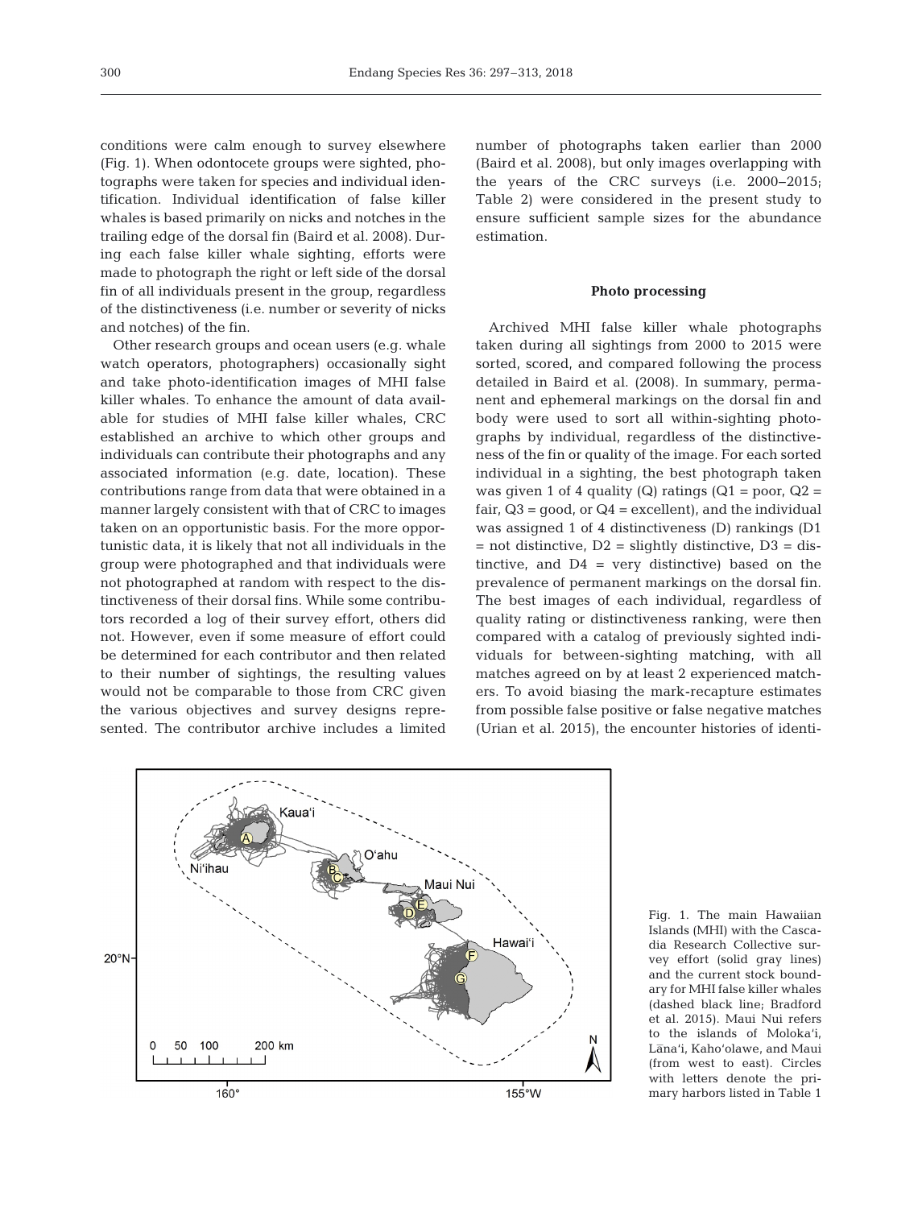conditions were calm enough to survey elsewhere (Fig. 1). When odontocete groups were sighted, photographs were taken for species and individual identification. Individual identification of false killer whales is based primarily on nicks and notches in the trailing edge of the dorsal fin (Baird et al. 2008). During each false killer whale sighting, efforts were made to photograph the right or left side of the dorsal fin of all individuals present in the group, regardless of the distinctiveness (i.e. number or severity of nicks and notches) of the fin.

Other research groups and ocean users (e.g. whale watch operators, photographers) occasionally sight and take photo-identification images of MHI false killer whales. To enhance the amount of data available for studies of MHI false killer whales, CRC established an archive to which other groups and individuals can contribute their photographs and any associated information (e.g. date, location). These contributions range from data that were obtained in a manner largely consistent with that of CRC to images taken on an opportunistic basis. For the more opportunistic data, it is likely that not all individuals in the group were photographed and that individuals were not photographed at random with respect to the distinctiveness of their dorsal fins. While some contributors recorded a log of their survey effort, others did not. However, even if some measure of effort could be determined for each contributor and then related to their number of sightings, the resulting values would not be comparable to those from CRC given the various objectives and survey designs represented. The contributor archive includes a limited number of photographs taken earlier than 2000 (Baird et al. 2008), but only images overlapping with the years of the CRC surveys (i.e. 2000–2015; Table 2) were considered in the present study to ensure sufficient sample sizes for the abundance estimation.

### Photo processing

Archived MHI false killer whale photographs taken during all sightings from 2000 to 2015 were sorted, scored, and compared following the process detailed in Baird et al. (2008). In summary, permanent and ephemeral markings on the dorsal fin and body were used to sort all within-sighting photographs by individual, regardless of the distinctiveness of the fin or quality of the image. For each sorted individual in a sighting, the best photograph taken was given 1 of 4 quality (Q) ratings (Q1 = poor, Q2 = fair, Q3 = good, or Q4 = excellent), and the individual was assigned 1 of 4 distinctiveness (D) rankings (D1 = not distinctive, D2 = slightly distinctive, D3 = distinctive, and D4 = very distinctive) based on the prevalence of permanent markings on the dorsal fin. The best images of each individual, regardless of quality rating or distinctiveness ranking, were then compared with a catalog of previously sighted individuals for between-sighting matching, with all matches agreed on by at least 2 experienced matchers. To avoid biasing the mark-recapture estimates from possible false positive or false negative matches (Urian et al. 2015), the encounter histories of identi-

Fig. 1. The main Hawaiian Islands (MHI) with the Cascadia Research Collective survey effort (solid gray lines) and the current stock boundary for MHI false killer whales (dashed black line; Bradford et al. 2015). Maui Nui refers to the islands of Moloka'i, Lāna'i, Kaho'olawe, and Maui (from west to east). Circles with letters denote the primary harbors listed in Table 1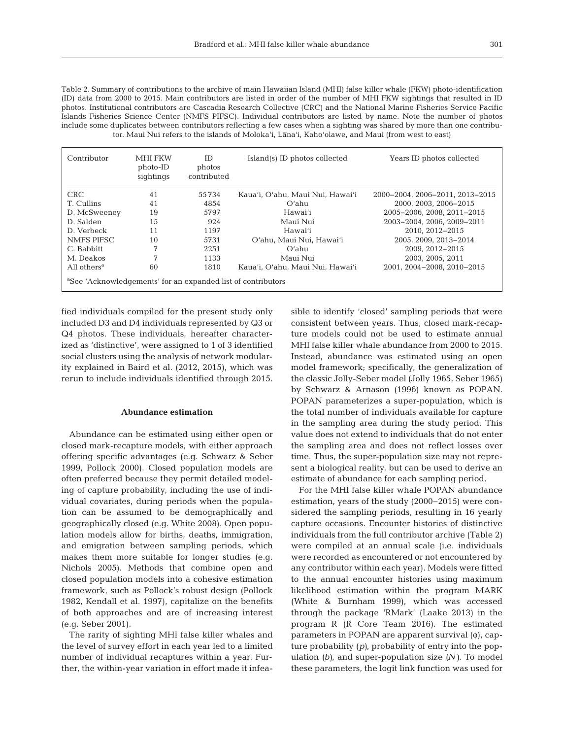Table 2. Summary of contributions to the archive of main Hawaiian Island (MHI) false killer whale (FKW) photo-identification (ID) data from 2000 to 2015. Main contributors are listed in order of the number of MHI FKW sightings that resulted in ID photos. Institutional contributors are Cascadia Research Collective (CRC) and the National Marine Fisheries Service Pacific Islands Fisheries Science Center (NMFS PIFSC). Individual contributors are listed by name. Note the number of photos include some duplicates between contributors reflecting a few cases when a sighting was shared by more than one contributor. Maui Nui refers to the islands of Moloka'i, Lāna'i, Kaho'olawe, and Maui (from west to east)

| Contributor | MHI FKW photo-ID sightings | ID photos contributed | Island(s) ID photos collected | Years ID photos collected |
|---|---|---|---|---|
| CRC | 41 | 55734 | Kaua'i, O'ahu, Maui Nui, Hawai'i | 2000–2004, 2006–2011, 2013–2015 |
| T. Cullins | 41 | 4854 | O'ahu | 2000, 2003, 2006–2015 |
| D. McSweeney | 19 | 5797 | Hawai'i | 2005–2006, 2008, 2011–2015 |
| D. Salden | 15 | 924 | Maui Nui | 2003–2004, 2006, 2009–2011 |
| D. Verbeck | 11 | 1197 | Hawai'i | 2010, 2012–2015 |
| NMFS PIFSC | 10 | 5731 | O'ahu, Maui Nui, Hawai'i | 2005, 2009, 2013–2014 |
| C. Babbitt | 7 | 2251 | O'ahu | 2009, 2012–2015 |
| M. Deakos | 7 | 1133 | Maui Nui | 2003, 2005, 2011 |
| All others[a] | 60 | 1810 | Kaua'i, O'ahu, Maui Nui, Hawai'i | 2001, 2004–2008, 2010–2015 |

[a]See 'Acknowledgements' for an expanded list of contributors

fied individuals compiled for the present study only included D3 and D4 individuals represented by Q3 or Q4 photos. These individuals, hereafter characterized as 'distinctive', were assigned to 1 of 3 identified social clusters using the analysis of network modularity explained in Baird et al. (2012, 2015), which was rerun to include individuals identified through 2015.

### Abundance estimation

Abundance can be estimated using either open or closed mark-recapture models, with either approach offering specific advantages (e.g. Schwarz & Seber 1999, Pollock 2000). Closed population models are often preferred because they permit detailed modeling of capture probability, including the use of individual covariates, during periods when the population can be assumed to be demographically and geographically closed (e.g. White 2008). Open population models allow for births, deaths, immigration, and emigration between sampling periods, which makes them more suitable for longer studies (e.g. Nichols 2005). Methods that combine open and closed population models into a cohesive estimation framework, such as Pollock's robust design (Pollock 1982, Kendall et al. 1997), capitalize on the benefits of both approaches and are of increasing interest (e.g. Seber 2001).

The rarity of sighting MHI false killer whales and the level of survey effort in each year led to a limited number of individual recaptures within a year. Further, the within-year variation in effort made it infeasible to identify 'closed' sampling periods that were consistent between years. Thus, closed mark-recapture models could not be used to estimate annual MHI false killer whale abundance from 2000 to 2015. Instead, abundance was estimated using an open model framework; specifically, the generalization of the classic Jolly-Seber model (Jolly 1965, Seber 1965) by Schwarz & Arnason (1996) known as POPAN. POPAN parameterizes a super-population, which is the total number of individuals available for capture in the sampling area during the study period. This value does not extend to individuals that do not enter the sampling area and does not reflect losses over time. Thus, the super-population size may not represent a biological reality, but can be used to derive an estimate of abundance for each sampling period.

For the MHI false killer whale POPAN abundance estimation, years of the study (2000–2015) were considered the sampling periods, resulting in 16 yearly capture occasions. Encounter histories of distinctive individuals from the full contributor archive (Table 2) were compiled at an annual scale (i.e. individuals were recorded as encountered or not encountered by any contributor within each year). Models were fitted to the annual encounter histories using maximum likelihood estimation within the program MARK (White & Burnham 1999), which was accessed through the package 'RMark' (Laake 2013) in the program R (R Core Team 2016). The estimated parameters in POPAN are apparent survival ($\phi$), capture probability ($p$), probability of entry into the population ($b$), and super-population size ($N$). To model these parameters, the logit link function was used for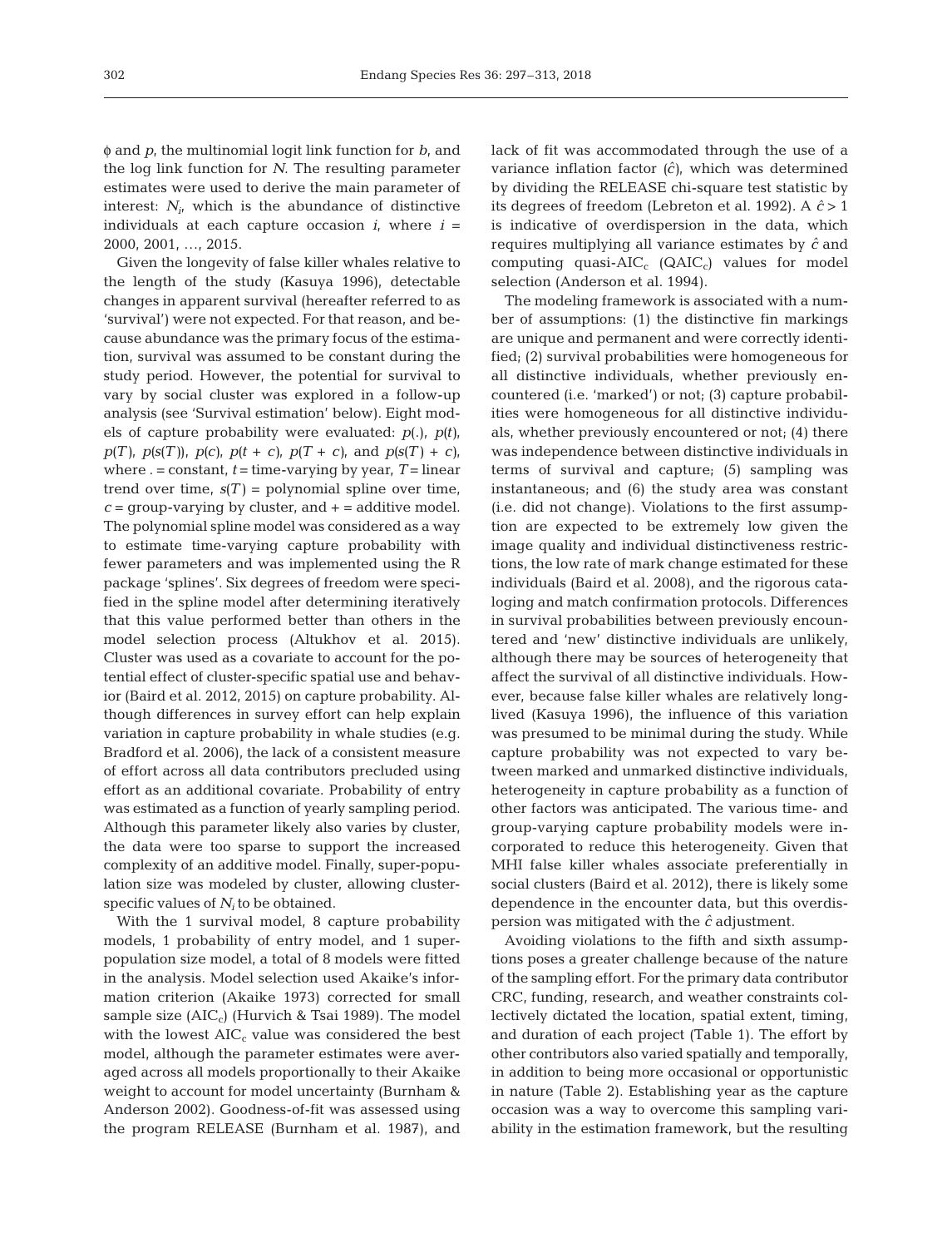$\phi$ and $p$, the multinomial logit link function for $b$, and the log link function for $N$. The resulting parameter estimates were used to derive the main parameter of interest: $N_i$, which is the abundance of distinctive individuals at each capture occasion $i$, where $i$ = 2000, 2001, …, 2015.

Given the longevity of false killer whales relative to the length of the study (Kasuya 1996), detectable changes in apparent survival (hereafter referred to as 'survival') were not expected. For that reason, and because abundance was the primary focus of the estimation, survival was assumed to be constant during the study period. However, the potential for survival to vary by social cluster was explored in a follow-up analysis (see 'Survival estimation' below). Eight models of capture probability were evaluated: $p(.)$, $p(t)$, $p(T)$, $p(s(T))$, $p(c)$, $p(t + c)$, $p(T + c)$, and $p(s(T) + c)$, where . = constant, $t$ = time-varying by year, $T$ = linear trend over time, $s(T)$ = polynomial spline over time, $c$ = group-varying by cluster, and + = additive model. The polynomial spline model was considered as a way to estimate time-varying capture probability with fewer parameters and was implemented using the R package 'splines'. Six degrees of freedom were specified in the spline model after determining iteratively that this value performed better than others in the model selection process (Altukhov et al. 2015). Cluster was used as a covariate to account for the potential effect of cluster-specific spatial use and behavior (Baird et al. 2012, 2015) on capture probability. Although differences in survey effort can help explain variation in capture probability in whale studies (e.g. Bradford et al. 2006), the lack of a consistent measure of effort across all data contributors precluded using effort as an additional covariate. Probability of entry was estimated as a function of yearly sampling period. Although this parameter likely also varies by cluster, the data were too sparse to support the increased complexity of an additive model. Finally, super-population size was modeled by cluster, allowing cluster-specific values of $N_i$ to be obtained.

With the 1 survival model, 8 capture probability models, 1 probability of entry model, and 1 super-population size model, a total of 8 models were fitted in the analysis. Model selection used Akaike's information criterion (Akaike 1973) corrected for small sample size ($AIC_c$) (Hurvich & Tsai 1989). The model with the lowest $AIC_c$ value was considered the best model, although the parameter estimates were averaged across all models proportionally to their Akaike weight to account for model uncertainty (Burnham & Anderson 2002). Goodness-of-fit was assessed using the program RELEASE (Burnham et al. 1987), and lack of fit was accommodated through the use of a variance inflation factor ($\hat{c}$), which was determined by dividing the RELEASE chi-square test statistic by its degrees of freedom (Lebreton et al. 1992). A $\hat{c} > 1$ is indicative of overdispersion in the data, which requires multiplying all variance estimates by $\hat{c}$ and computing quasi-$AIC_c$ ($QAIC_c$) values for model selection (Anderson et al. 1994).

The modeling framework is associated with a number of assumptions: (1) the distinctive fin markings are unique and permanent and were correctly identified; (2) survival probabilities were homogeneous for all distinctive individuals, whether previously encountered (i.e. 'marked') or not; (3) capture probabilities were homogeneous for all distinctive individuals, whether previously encountered or not; (4) there was independence between distinctive individuals in terms of survival and capture; (5) sampling was instantaneous; and (6) the study area was constant (i.e. did not change). Violations to the first assumption are expected to be extremely low given the image quality and individual distinctiveness restrictions, the low rate of mark change estimated for these individuals (Baird et al. 2008), and the rigorous cataloging and match confirmation protocols. Differences in survival probabilities between previously encountered and 'new' distinctive individuals are unlikely, although there may be sources of heterogeneity that affect the survival of all distinctive individuals. However, because false killer whales are relatively long-lived (Kasuya 1996), the influence of this variation was presumed to be minimal during the study. While capture probability was not expected to vary between marked and unmarked distinctive individuals, heterogeneity in capture probability as a function of other factors was anticipated. The various time- and group-varying capture probability models were incorporated to reduce this heterogeneity. Given that MHI false killer whales associate preferentially in social clusters (Baird et al. 2012), there is likely some dependence in the encounter data, but this overdispersion was mitigated with the $\hat{c}$ adjustment.

Avoiding violations to the fifth and sixth assumptions poses a greater challenge because of the nature of the sampling effort. For the primary data contributor CRC, funding, research, and weather constraints collectively dictated the location, spatial extent, timing, and duration of each project (Table 1). The effort by other contributors also varied spatially and temporally, in addition to being more occasional or opportunistic in nature (Table 2). Establishing year as the capture occasion was a way to overcome this sampling variability in the estimation framework, but the resulting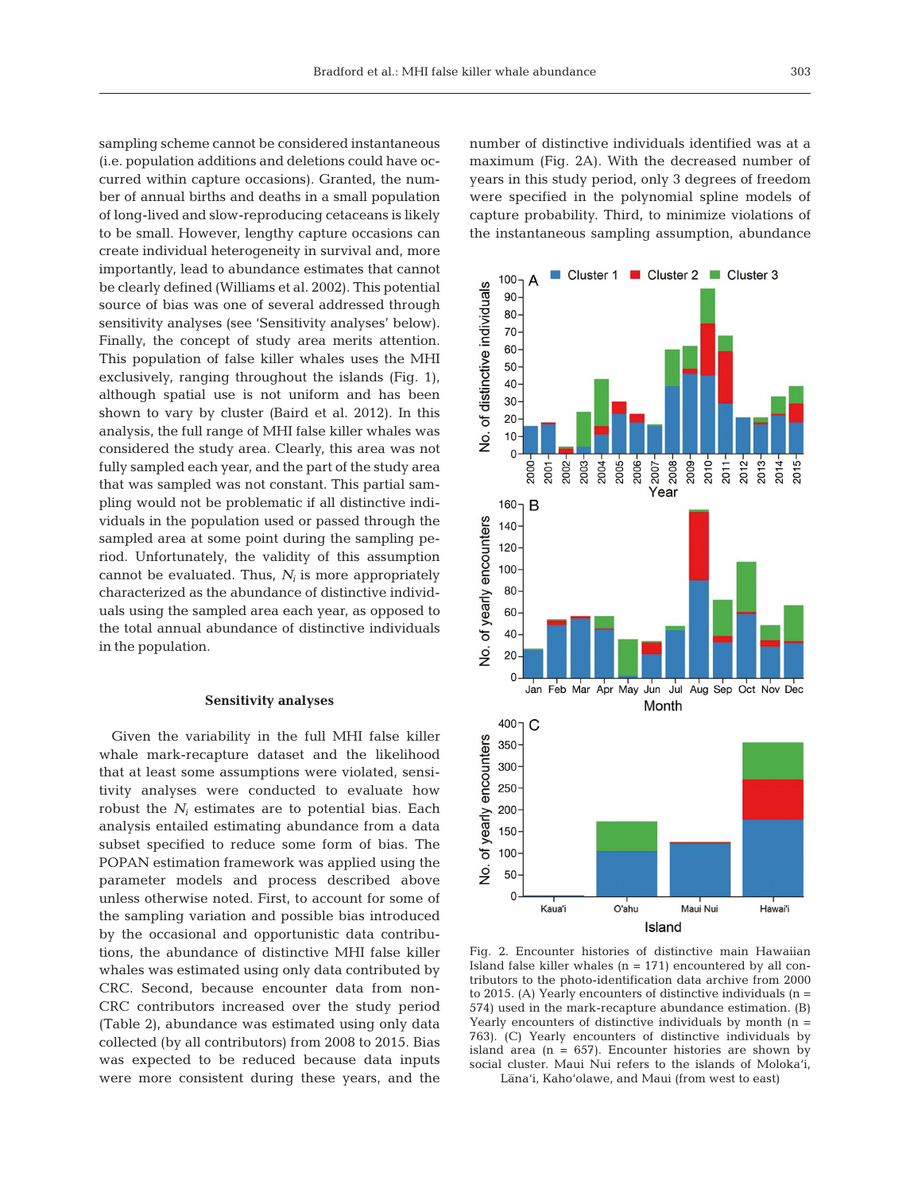sampling scheme cannot be considered instantaneous (i.e. population additions and deletions could have occurred within capture occasions). Granted, the number of annual births and deaths in a small population of long-lived and slow-reproducing cetaceans is likely to be small. However, lengthy capture occasions can create individual heterogeneity in survival and, more importantly, lead to abundance estimates that cannot be clearly defined (Williams et al. 2002). This potential source of bias was one of several addressed through sensitivity analyses (see 'Sensitivity analyses' below). Finally, the concept of study area merits attention. This population of false killer whales uses the MHI exclusively, ranging throughout the islands (Fig. 1), although spatial use is not uniform and has been shown to vary by cluster (Baird et al. 2012). In this analysis, the full range of MHI false killer whales was considered the study area. Clearly, this area was not fully sampled each year, and the part of the study area that was sampled was not constant. This partial sampling would not be problematic if all distinctive individuals in the population used or passed through the sampled area at some point during the sampling period. Unfortunately, the validity of this assumption cannot be evaluated. Thus, $N_i$ is more appropriately characterized as the abundance of distinctive individuals using the sampled area each year, as opposed to the total annual abundance of distinctive individuals in the population.

### Sensitivity analyses

Given the variability in the full MHI false killer whale mark-recapture dataset and the likelihood that at least some assumptions were violated, sensitivity analyses were conducted to evaluate how robust the $N_i$ estimates are to potential bias. Each analysis entailed estimating abundance from a data subset specified to reduce some form of bias. The POPAN estimation framework was applied using the parameter models and process described above unless otherwise noted. First, to account for some of the sampling variation and possible bias introduced by the occasional and opportunistic data contributions, the abundance of distinctive MHI false killer whales was estimated using only data contributed by CRC. Second, because encounter data from non-CRC contributors increased over the study period (Table 2), abundance was estimated using only data collected (by all contributors) from 2008 to 2015. Bias was expected to be reduced because data inputs were more consistent during these years, and the number of distinctive individuals identified was at a maximum (Fig. 2A). With the decreased number of years in this study period, only 3 degrees of freedom were specified in the polynomial spline models of capture probability. Third, to minimize violations of the instantaneous sampling assumption, abundance

Fig. 2. Encounter histories of distinctive main Hawaiian Island false killer whales (n = 171) encountered by all contributors to the photo-identification data archive from 2000 to 2015. (A) Yearly encounters of distinctive individuals (n = 574) used in the mark-recapture abundance estimation. (B) Yearly encounters of distinctive individuals by month (n = 763). (C) Yearly encounters of distinctive individuals by island area (n = 657). Encounter histories are shown by social cluster. Maui Nui refers to the islands of Moloka'i, Lāna'i, Kaho'olawe, and Maui (from west to east)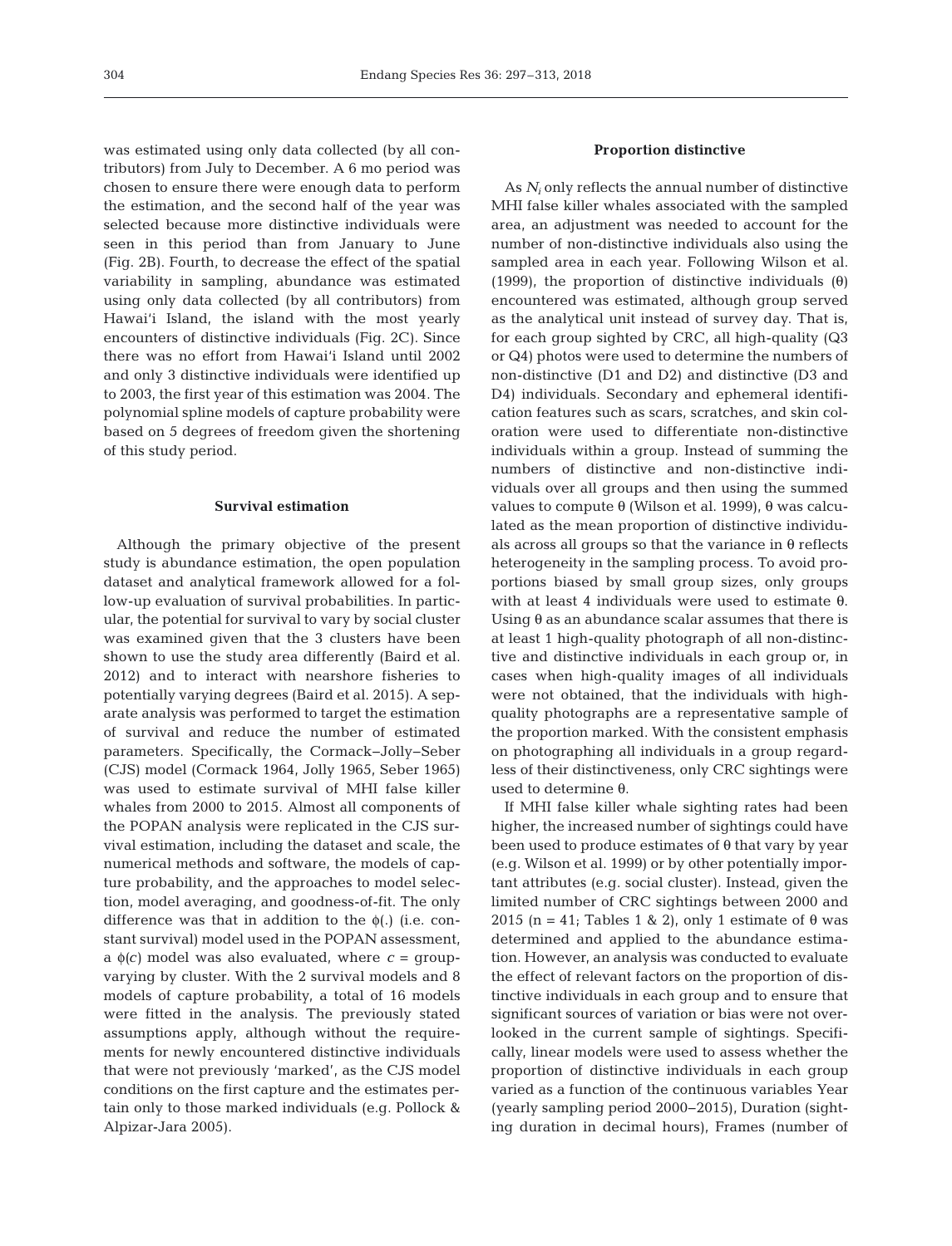was estimated using only data collected (by all contributors) from July to December. A 6 mo period was chosen to ensure there were enough data to perform the estimation, and the second half of the year was selected because more distinctive individuals were seen in this period than from January to June (Fig. 2B). Fourth, to decrease the effect of the spatial variability in sampling, abundance was estimated using only data collected (by all contributors) from Hawai'i Island, the island with the most yearly encounters of distinctive individuals (Fig. 2C). Since there was no effort from Hawai'i Island until 2002 and only 3 distinctive individuals were identified up to 2003, the first year of this estimation was 2004. The polynomial spline models of capture probability were based on 5 degrees of freedom given the shortening of this study period.

### Survival estimation

Although the primary objective of the present study is abundance estimation, the open population dataset and analytical framework allowed for a follow-up evaluation of survival probabilities. In particular, the potential for survival to vary by social cluster was examined given that the 3 clusters have been shown to use the study area differently (Baird et al. 2012) and to interact with nearshore fisheries to potentially varying degrees (Baird et al. 2015). A separate analysis was performed to target the estimation of survival and reduce the number of estimated parameters. Specifically, the Cormack–Jolly–Seber (CJS) model (Cormack 1964, Jolly 1965, Seber 1965) was used to estimate survival of MHI false killer whales from 2000 to 2015. Almost all components of the POPAN analysis were replicated in the CJS survival estimation, including the dataset and scale, the numerical methods and software, the models of capture probability, and the approaches to model selection, model averaging, and goodness-of-fit. The only difference was that in addition to the $\phi(.)$ (i.e. constant survival) model used in the POPAN assessment, a $\phi(c)$ model was also evaluated, where $c$ = group-varying by cluster. With the 2 survival models and 8 models of capture probability, a total of 16 models were fitted in the analysis. The previously stated assumptions apply, although without the requirements for newly encountered distinctive individuals that were not previously 'marked', as the CJS model conditions on the first capture and the estimates pertain only to those marked individuals (e.g. Pollock & Alpizar-Jara 2005).

### Proportion distinctive

As $N_i$ only reflects the annual number of distinctive MHI false killer whales associated with the sampled area, an adjustment was needed to account for the number of non-distinctive individuals also using the sampled area in each year. Following Wilson et al. (1999), the proportion of distinctive individuals ($\theta$) encountered was estimated, although group served as the analytical unit instead of survey day. That is, for each group sighted by CRC, all high-quality (Q3 or Q4) photos were used to determine the numbers of non-distinctive (D1 and D2) and distinctive (D3 and D4) individuals. Secondary and ephemeral identification features such as scars, scratches, and skin coloration were used to differentiate non-distinctive individuals within a group. Instead of summing the numbers of distinctive and non-distinctive individuals over all groups and then using the summed values to compute $\theta$ (Wilson et al. 1999), $\theta$ was calculated as the mean proportion of distinctive individuals across all groups so that the variance in $\theta$ reflects heterogeneity in the sampling process. To avoid proportions biased by small group sizes, only groups with at least 4 individuals were used to estimate $\theta$. Using $\theta$ as an abundance scalar assumes that there is at least 1 high-quality photograph of all non-distinctive and distinctive individuals in each group or, in cases when high-quality images of all individuals were not obtained, that the individuals with high-quality photographs are a representative sample of the proportion marked. With the consistent emphasis on photographing all individuals in a group regardless of their distinctiveness, only CRC sightings were used to determine $\theta$.

If MHI false killer whale sighting rates had been higher, the increased number of sightings could have been used to produce estimates of $\theta$ that vary by year (e.g. Wilson et al. 1999) or by other potentially important attributes (e.g. social cluster). Instead, given the limited number of CRC sightings between 2000 and 2015 (n = 41; Tables 1 & 2), only 1 estimate of $\theta$ was determined and applied to the abundance estimation. However, an analysis was conducted to evaluate the effect of relevant factors on the proportion of distinctive individuals in each group and to ensure that significant sources of variation or bias were not overlooked in the current sample of sightings. Specifically, linear models were used to assess whether the proportion of distinctive individuals in each group varied as a function of the continuous variables Year (yearly sampling period 2000–2015), Duration (sighting duration in decimal hours), Frames (number of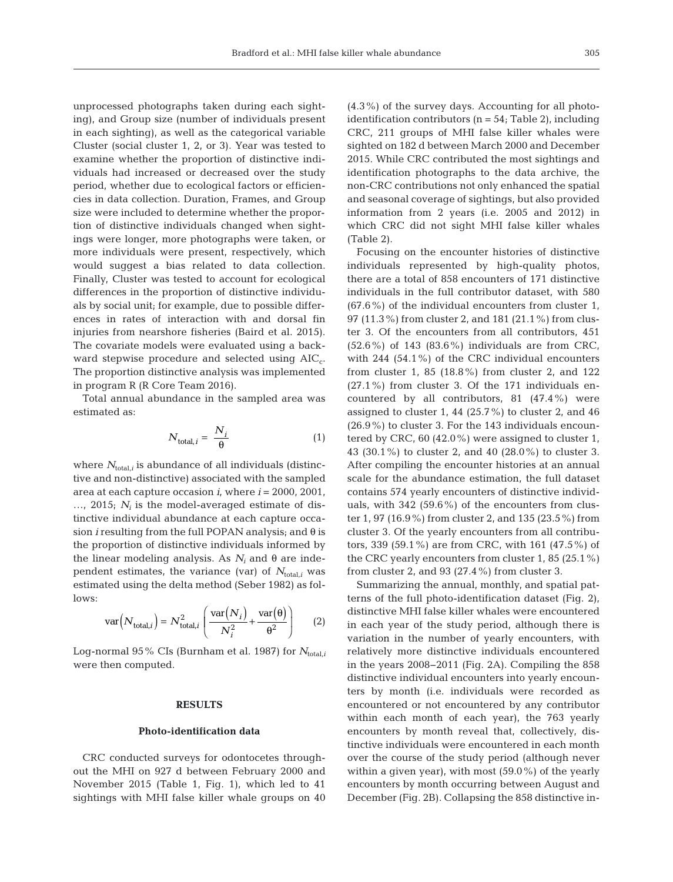unprocessed photographs taken during each sighting), and Group size (number of individuals present in each sighting), as well as the categorical variable Cluster (social cluster 1, 2, or 3). Year was tested to examine whether the proportion of distinctive individuals had increased or decreased over the study period, whether due to ecological factors or efficiencies in data collection. Duration, Frames, and Group size were included to determine whether the proportion of distinctive individuals changed when sightings were longer, more photographs were taken, or more individuals were present, respectively, which would suggest a bias related to data collection. Finally, Cluster was tested to account for ecological differences in the proportion of distinctive individuals by social unit; for example, due to possible differences in rates of interaction with and dorsal fin injuries from nearshore fisheries (Baird et al. 2015). The covariate models were evaluated using a backward stepwise procedure and selected using $AIC_c$. The proportion distinctive analysis was implemented in program R (R Core Team 2016).

Total annual abundance in the sampled area was estimated as:

$$N_{\text{total},i} = \frac{N_i}{\theta} \tag{1}$$

where $N_{\text{total},i}$ is abundance of all individuals (distinctive and non-distinctive) associated with the sampled area at each capture occasion $i$, where $i$ = 2000, 2001, …, 2015; $N_i$ is the model-averaged estimate of distinctive individual abundance at each capture occasion $i$ resulting from the full POPAN analysis; and $\theta$ is the proportion of distinctive individuals informed by the linear modeling analysis. As $N_i$ and $\theta$ are independent estimates, the variance (var) of $N_{\text{total},i}$ was estimated using the delta method (Seber 1982) as follows:

$$\text{var}\left(N_{\text{total},i}\right) = N_{\text{total},i}^2 \left( \frac{\text{var}\left(N_i\right)}{N_i^2} + \frac{\text{var}\left(\theta\right)}{\theta^2} \right) \tag{2}$$

Log-normal 95% CIs (Burnham et al. 1987) for $N_{\text{total},i}$ were then computed.

## RESULTS

### Photo-identification data

CRC conducted surveys for odontocetes throughout the MHI on 927 d between February 2000 and November 2015 (Table 1, Fig. 1), which led to 41 sightings with MHI false killer whale groups on 40 (4.3%) of the survey days. Accounting for all photo-identification contributors (n = 54; Table 2), including CRC, 211 groups of MHI false killer whales were sighted on 182 d between March 2000 and December 2015. While CRC contributed the most sightings and identification photographs to the data archive, the non-CRC contributions not only enhanced the spatial and seasonal coverage of sightings, but also provided information from 2 years (i.e. 2005 and 2012) in which CRC did not sight MHI false killer whales (Table 2).

Focusing on the encounter histories of distinctive individuals represented by high-quality photos, there are a total of 858 encounters of 171 distinctive individuals in the full contributor dataset, with 580 (67.6%) of the individual encounters from cluster 1, 97 (11.3%) from cluster 2, and 181 (21.1%) from cluster 3. Of the encounters from all contributors, 451 (52.6%) of 143 (83.6%) individuals are from CRC, with 244 (54.1%) of the CRC individual encounters from cluster 1, 85 (18.8%) from cluster 2, and 122 (27.1%) from cluster 3. Of the 171 individuals encountered by all contributors, 81 (47.4%) were assigned to cluster 1, 44 (25.7%) to cluster 2, and 46 (26.9%) to cluster 3. For the 143 individuals encountered by CRC, 60 (42.0%) were assigned to cluster 1, 43 (30.1%) to cluster 2, and 40 (28.0%) to cluster 3. After compiling the encounter histories at an annual scale for the abundance estimation, the full dataset contains 574 yearly encounters of distinctive individuals, with 342 (59.6%) of the encounters from cluster 1, 97 (16.9%) from cluster 2, and 135 (23.5%) from cluster 3. Of the yearly encounters from all contributors, 339 (59.1%) are from CRC, with 161 (47.5%) of the CRC yearly encounters from cluster 1, 85 (25.1%) from cluster 2, and 93 (27.4%) from cluster 3.

Summarizing the annual, monthly, and spatial patterns of the full photo-identification dataset (Fig. 2), distinctive MHI false killer whales were encountered in each year of the study period, although there is variation in the number of yearly encounters, with relatively more distinctive individuals encountered in the years 2008–2011 (Fig. 2A). Compiling the 858 distinctive individual encounters into yearly encounters by month (i.e. individuals were recorded as encountered or not encountered by any contributor within each month of each year), the 763 yearly encounters by month reveal that, collectively, distinctive individuals were encountered in each month over the course of the study period (although never within a given year), with most (59.0%) of the yearly encounters by month occurring between August and December (Fig. 2B). Collapsing the 858 distinctive in-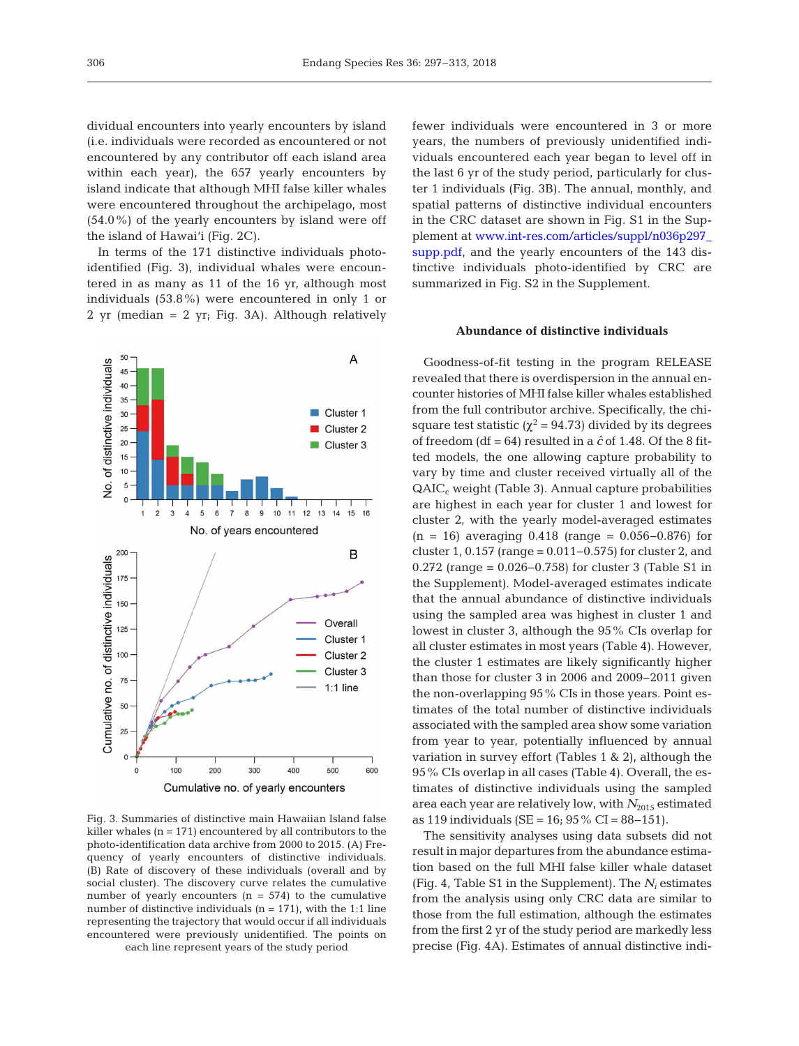dividual encounters into yearly encounters by island (i.e. individuals were recorded as encountered or not encountered by any contributor off each island area within each year), the 657 yearly encounters by island indicate that although MHI false killer whales were encountered throughout the archipelago, most (54.0%) of the yearly encounters by island were off the island of Hawai'i (Fig. 2C).

In terms of the 171 distinctive individuals photo-identified (Fig. 3), individual whales were encountered in as many as 11 of the 16 yr, although most individuals (53.8%) were encountered in only 1 or 2 yr (median = 2 yr; Fig. 3A). Although relatively fewer individuals were encountered in 3 or more years, the numbers of previously unidentified individuals encountered each year began to level off in the last 6 yr of the study period, particularly for cluster 1 individuals (Fig. 3B). The annual, monthly, and spatial patterns of distinctive individual encounters in the CRC dataset are shown in Fig. S1 in the Supplement at www.int-res.com/articles/suppl/n036p297_supp.pdf, and the yearly encounters of the 143 distinctive individuals photo-identified by CRC are summarized in Fig. S2 in the Supplement.

Fig. 3. Summaries of distinctive main Hawaiian Island false killer whales (n = 171) encountered by all contributors to the photo-identification data archive from 2000 to 2015. (A) Frequency of yearly encounters of distinctive individuals. (B) Rate of discovery of these individuals (overall and by social cluster). The discovery curve relates the cumulative number of yearly encounters (n = 574) to the cumulative number of distinctive individuals (n = 171), with the 1:1 line representing the trajectory that would occur if all individuals encountered were previously unidentified. The points on each line represent years of the study period

### Abundance of distinctive individuals

Goodness-of-fit testing in the program RELEASE revealed that there is overdispersion in the annual encounter histories of MHI false killer whales established from the full contributor archive. Specifically, the chi-square test statistic ($\chi^2 = 94.73$) divided by its degrees of freedom (df = 64) resulted in a $\hat{c}$ of 1.48. Of the 8 fitted models, the one allowing capture probability to vary by time and cluster received virtually all of the $QAIC_c$ weight (Table 3). Annual capture probabilities are highest in each year for cluster 1 and lowest for cluster 2, with the yearly model-averaged estimates (n = 16) averaging 0.418 (range = 0.056–0.876) for cluster 1, 0.157 (range = 0.011–0.575) for cluster 2, and 0.272 (range = 0.026–0.758) for cluster 3 (Table S1 in the Supplement). Model-averaged estimates indicate that the annual abundance of distinctive individuals using the sampled area was highest in cluster 1 and lowest in cluster 3, although the 95% CIs overlap for all cluster estimates in most years (Table 4). However, the cluster 1 estimates are likely significantly higher than those for cluster 3 in 2006 and 2009–2011 given the non-overlapping 95% CIs in those years. Point estimates of the total number of distinctive individuals associated with the sampled area show some variation from year to year, potentially influenced by annual variation in survey effort (Tables 1 & 2), although the 95% CIs overlap in all cases (Table 4). Overall, the estimates of distinctive individuals using the sampled area each year are relatively low, with $N_{2015}$ estimated as 119 individuals (SE = 16; 95% CI = 88–151).

The sensitivity analyses using data subsets did not result in major departures from the abundance estimation based on the full MHI false killer whale dataset (Fig. 4, Table S1 in the Supplement). The $N_i$ estimates from the analysis using only CRC data are similar to those from the full estimation, although the estimates from the first 2 yr of the study period are markedly less precise (Fig. 4A). Estimates of annual distinctive indi-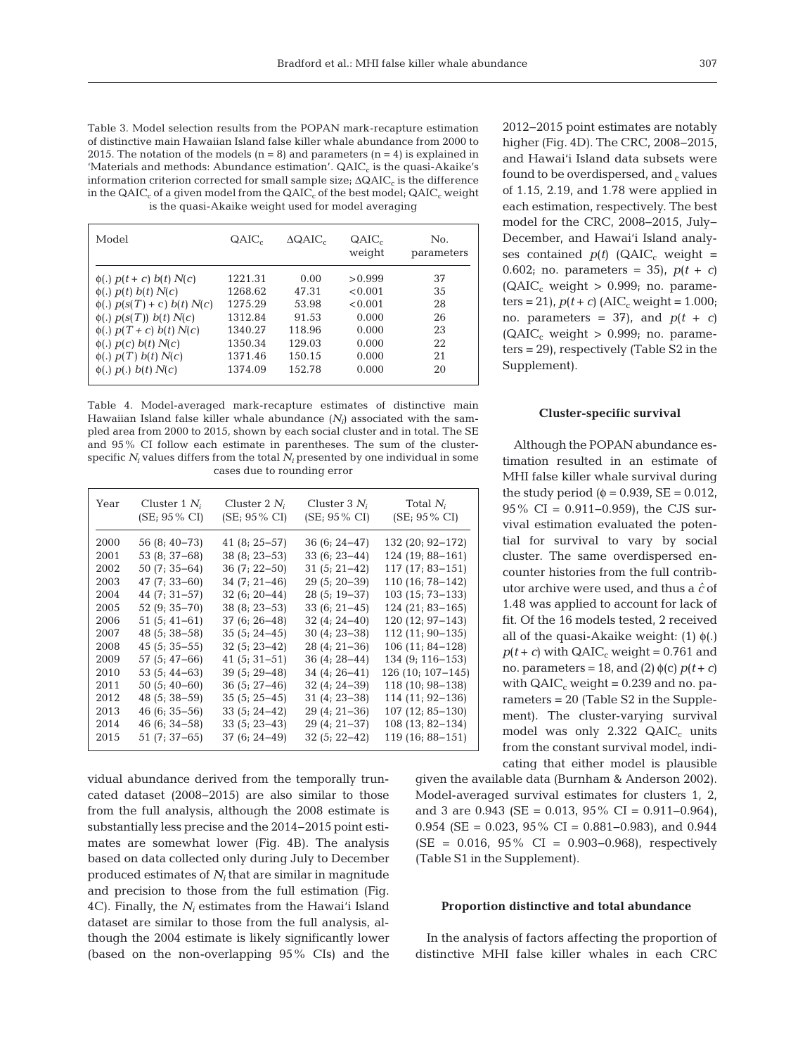Table 3. Model selection results from the POPAN mark-recapture estimation of distinctive main Hawaiian Island false killer whale abundance from 2000 to 2015. The notation of the models (n = 8) and parameters (n = 4) is explained in 'Materials and methods: Abundance estimation'. $QAIC_c$ is the quasi-Akaike's information criterion corrected for small sample size; $\Delta QAIC_c$ is the difference in the $QAIC_c$ of a given model from the $QAIC_c$ of the best model; $QAIC_c$ weight is the quasi-Akaike weight used for model averaging

| Model | $QAIC_c$ | $\Delta QAIC_c$ | $QAIC_c$ weight | No. parameters |
|---|---|---|---|---|
| $\phi(.)\ p(t+c)\ b(t)\ N(c)$ | 1221.31 | 0.00 | >0.999 | 37 |
| $\phi(.)\ p(t)\ b(t)\ N(c)$ | 1268.62 | 47.31 | <0.001 | 35 |
| $\phi(.)\ p(s(T)+c)\ b(t)\ N(c)$ | 1275.29 | 53.98 | <0.001 | 28 |
| $\phi(.)\ p(s(T))\ b(t)\ N(c)$ | 1312.84 | 91.53 | 0.000 | 26 |
| $\phi(.)\ p(T+c)\ b(t)\ N(c)$ | 1340.27 | 118.96 | 0.000 | 23 |
| $\phi(.)\ p(c)\ b(t)\ N(c)$ | 1350.34 | 129.03 | 0.000 | 22 |
| $\phi(.)\ p(T)\ b(t)\ N(c)$ | 1371.46 | 150.15 | 0.000 | 21 |
| $\phi(.)\ p(.)\ b(t)\ N(c)$ | 1374.09 | 152.78 | 0.000 | 20 |

Table 4. Model-averaged mark-recapture estimates of distinctive main Hawaiian Island false killer whale abundance ($N_i$) associated with the sampled area from 2000 to 2015, shown by each social cluster and in total. The SE and 95% CI follow each estimate in parentheses. The sum of the cluster-specific $N_i$ values differs from the total $N_i$ presented by one individual in some cases due to rounding error

| Year | Cluster 1 $N_i$ (SE; 95% CI) | Cluster 2 $N_i$ (SE; 95% CI) | Cluster 3 $N_i$ (SE; 95% CI) | Total $N_i$ (SE; 95% CI) |
|---|---|---|---|---|
| 2000 | 56 (8; 40–73) | 41 (8; 25–57) | 36 (6; 24–47) | 132 (20; 92–172) |
| 2001 | 53 (8; 37–68) | 38 (8; 23–53) | 33 (6; 23–44) | 124 (19; 88–161) |
| 2002 | 50 (7; 35–64) | 36 (7; 22–50) | 31 (5; 21–42) | 117 (17; 83–151) |
| 2003 | 47 (7; 33–60) | 34 (7; 21–46) | 29 (5; 20–39) | 110 (16; 78–142) |
| 2004 | 44 (7; 31–57) | 32 (6; 20–44) | 28 (5; 19–37) | 103 (15; 73–133) |
| 2005 | 52 (9; 35–70) | 38 (8; 23–53) | 33 (6; 21–45) | 124 (21; 83–165) |
| 2006 | 51 (5; 41–61) | 37 (6; 26–48) | 32 (4; 24–40) | 120 (12; 97–143) |
| 2007 | 48 (5; 38–58) | 35 (5; 24–45) | 30 (4; 23–38) | 112 (11; 90–135) |
| 2008 | 45 (5; 35–55) | 32 (5; 23–42) | 28 (4; 21–36) | 106 (11; 84–128) |
| 2009 | 57 (5; 47–66) | 41 (5; 31–51) | 36 (4; 28–44) | 134 (9; 116–153) |
| 2010 | 53 (5; 44–63) | 39 (5; 29–48) | 34 (4; 26–41) | 126 (10; 107–145) |
| 2011 | 50 (5; 40–60) | 36 (5; 27–46) | 32 (4; 24–39) | 118 (10; 98–138) |
| 2012 | 48 (5; 38–59) | 35 (5; 25–45) | 31 (4; 23–38) | 114 (11; 92–136) |
| 2013 | 46 (6; 35–56) | 33 (5; 24–42) | 29 (4; 21–36) | 107 (12; 85–130) |
| 2014 | 46 (6; 34–58) | 33 (5; 23–43) | 29 (4; 21–37) | 108 (13; 82–134) |
| 2015 | 51 (7; 37–65) | 37 (6; 24–49) | 32 (5; 22–42) | 119 (16; 88–151) |

vidual abundance derived from the temporally truncated dataset (2008–2015) are also similar to those from the full analysis, although the 2008 estimate is substantially less precise and the 2014–2015 point estimates are somewhat lower (Fig. 4B). The analysis based on data collected only during July to December produced estimates of $N_i$ that are similar in magnitude and precision to those from the full estimation (Fig. 4C). Finally, the $N_i$ estimates from the Hawai'i Island dataset are similar to those from the full analysis, although the 2004 estimate is likely significantly lower (based on the non-overlapping 95% CIs) and the 2012–2015 point estimates are notably higher (Fig. 4D). The CRC, 2008–2015, and Hawai'i Island data subsets were found to be overdispersed, and $_c$ values of 1.15, 2.19, and 1.78 were applied in each estimation, respectively. The best model for the CRC, 2008–2015, July–December, and Hawai'i Island analyses contained $p(t)$ ($QAIC_c$ weight = 0.602; no. parameters = 35), $p(t + c)$ ($QAIC_c$ weight > 0.999; no. parameters = 21), $p(t+c)$ ($AIC_c$ weight = 1.000; no. parameters = 37), and $p(t + c)$ ($QAIC_c$ weight > 0.999; no. parameters = 29), respectively (Table S2 in the Supplement).

### Cluster-specific survival

Although the POPAN abundance estimation resulted in an estimate of MHI false killer whale survival during the study period ($\phi$ = 0.939, SE = 0.012, 95% CI = 0.911–0.959), the CJS survival estimation evaluated the potential for survival to vary by social cluster. The same overdispersed encounter histories from the full contributor archive were used, and thus a $\hat{c}$ of 1.48 was applied to account for lack of fit. Of the 16 models tested, 2 received all of the quasi-Akaike weight: (1) $\phi(.)\ p(t+c)$ with $QAIC_c$ weight = 0.761 and no. parameters = 18, and (2) $\phi(c)\ p(t+c)$ with $QAIC_c$ weight = 0.239 and no. parameters = 20 (Table S2 in the Supplement). The cluster-varying survival model was only 2.322 $QAIC_c$ units from the constant survival model, indicating that either model is plausible given the available data (Burnham & Anderson 2002). Model-averaged survival estimates for clusters 1, 2, and 3 are 0.943 (SE = 0.013, 95% CI = 0.911–0.964), 0.954 (SE = 0.023, 95% CI = 0.881–0.983), and 0.944 (SE = 0.016, 95% CI = 0.903–0.968), respectively (Table S1 in the Supplement).

### Proportion distinctive and total abundance

In the analysis of factors affecting the proportion of distinctive MHI false killer whales in each CRC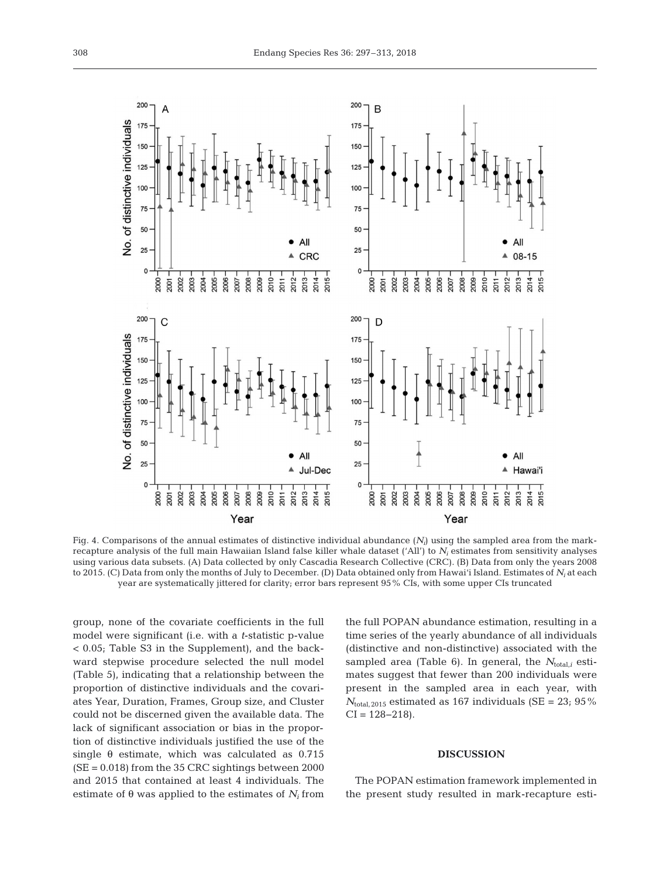Fig. 4. Comparisons of the annual estimates of distinctive individual abundance ($N_i$) using the sampled area from the mark-recapture analysis of the full main Hawaiian Island false killer whale dataset ('All') to $N_i$ estimates from sensitivity analyses using various data subsets. (A) Data collected by only Cascadia Research Collective (CRC). (B) Data from only the years 2008 to 2015. (C) Data from only the months of July to December. (D) Data obtained only from Hawai'i Island. Estimates of $N_i$ at each year are systematically jittered for clarity; error bars represent 95% CIs, with some upper CIs truncated

group, none of the covariate coefficients in the full model were significant (i.e. with a *t*-statistic p-value < 0.05; Table S3 in the Supplement), and the backward stepwise procedure selected the null model (Table 5), indicating that a relationship between the proportion of distinctive individuals and the covariates Year, Duration, Frames, Group size, and Cluster could not be discerned given the available data. The lack of significant association or bias in the proportion of distinctive individuals justified the use of the single $\theta$ estimate, which was calculated as 0.715 (SE = 0.018) from the 35 CRC sightings between 2000 and 2015 that contained at least 4 individuals. The estimate of $\theta$ was applied to the estimates of $N_i$ from the full POPAN abundance estimation, resulting in a time series of the yearly abundance of all individuals (distinctive and non-distinctive) associated with the sampled area (Table 6). In general, the $N_{\text{total},i}$ estimates suggest that fewer than 200 individuals were present in the sampled area in each year, with $N_{\text{total, 2015}}$ estimated as 167 individuals (SE = 23; 95% CI = 128–218).

## DISCUSSION

The POPAN estimation framework implemented in the present study resulted in mark-recapture esti-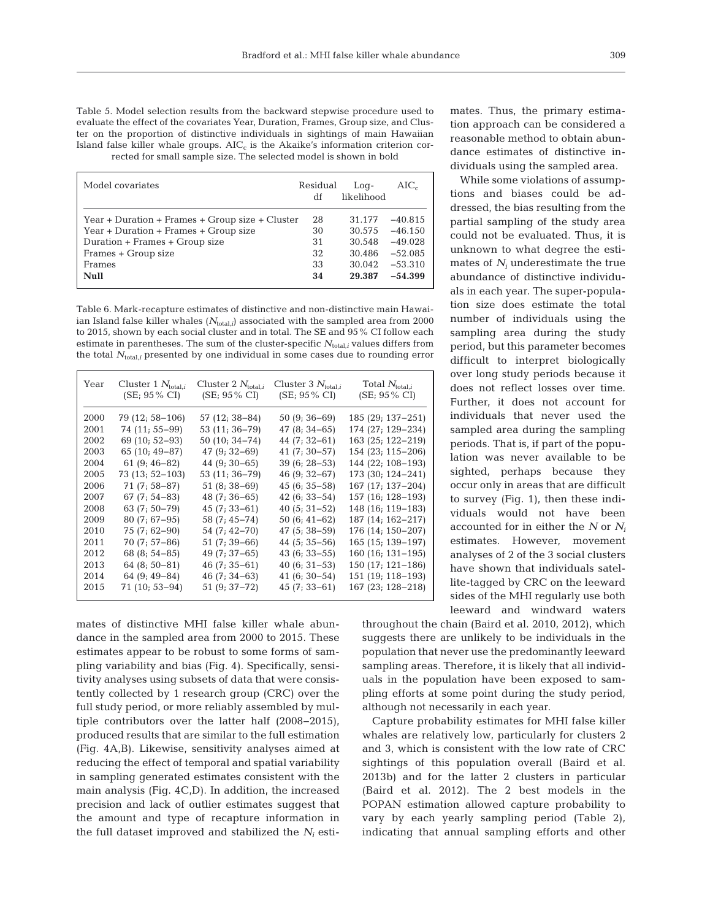Table 5. Model selection results from the backward stepwise procedure used to evaluate the effect of the covariates Year, Duration, Frames, Group size, and Cluster on the proportion of distinctive individuals in sightings of main Hawaiian Island false killer whale groups. $AIC_c$ is the Akaike's information criterion corrected for small sample size. The selected model is shown in bold

| Model covariates | Residual df | Log-likelihood | $AIC_c$ |
|---|---|---|---|
| Year + Duration + Frames + Group size + Cluster | 28 | 31.177 | −40.815 |
| Year + Duration + Frames + Group size | 30 | 30.575 | −46.150 |
| Duration + Frames + Group size | 31 | 30.548 | −49.028 |
| Frames + Group size | 32 | 30.486 | −52.085 |
| Frames | 33 | 30.042 | −53.310 |
| **Null** | **34** | **29.387** | **−54.399** |

Table 6. Mark-recapture estimates of distinctive and non-distinctive main Hawaiian Island false killer whales ($N_{total,i}$) associated with the sampled area from 2000 to 2015, shown by each social cluster and in total. The SE and 95% CI follow each estimate in parentheses. The sum of the cluster-specific $N_{total,i}$ values differs from the total $N_{total,i}$ presented by one individual in some cases due to rounding error

| Year | Cluster 1 $N_{total,i}$ (SE; 95% CI) | Cluster 2 $N_{total,i}$ (SE; 95% CI) | Cluster 3 $N_{total,i}$ (SE; 95% CI) | Total $N_{total,i}$ (SE; 95% CI) |
|---|---|---|---|---|
| 2000 | 79 (12; 58–106) | 57 (12; 38–84) | 50 (9; 36–69) | 185 (29; 137–251) |
| 2001 | 74 (11; 55–99) | 53 (11; 36–79) | 47 (8; 34–65) | 174 (27; 129–234) |
| 2002 | 69 (10; 52–93) | 50 (10; 34–74) | 44 (7; 32–61) | 163 (25; 122–219) |
| 2003 | 65 (10; 49–87) | 47 (9; 32–69) | 41 (7; 30–57) | 154 (23; 115–206) |
| 2004 | 61 (9; 46–82) | 44 (9; 30–65) | 39 (6; 28–53) | 144 (22; 108–193) |
| 2005 | 73 (13; 52–103) | 53 (11; 36–79) | 46 (9; 32–67) | 173 (30; 124–241) |
| 2006 | 71 (7; 58–87) | 51 (8; 38–69) | 45 (6; 35–58) | 167 (17; 137–204) |
| 2007 | 67 (7; 54–83) | 48 (7; 36–65) | 42 (6; 33–54) | 157 (16; 128–193) |
| 2008 | 63 (7; 50–79) | 45 (7; 33–61) | 40 (5; 31–52) | 148 (16; 119–183) |
| 2009 | 80 (7; 67–95) | 58 (7; 45–74) | 50 (6; 41–62) | 187 (14; 162–217) |
| 2010 | 75 (7; 62–90) | 54 (7; 42–70) | 47 (5; 38–59) | 176 (14; 150–207) |
| 2011 | 70 (7; 57–86) | 51 (7; 39–66) | 44 (5; 35–56) | 165 (15; 139–197) |
| 2012 | 68 (8; 54–85) | 49 (7; 37–65) | 43 (6; 33–55) | 160 (16; 131–195) |
| 2013 | 64 (8; 50–81) | 46 (7; 35–61) | 40 (6; 31–53) | 150 (17; 121–186) |
| 2014 | 64 (9; 49–84) | 46 (7; 34–63) | 41 (6; 30–54) | 151 (19; 118–193) |
| 2015 | 71 (10; 53–94) | 51 (9; 37–72) | 45 (7; 33–61) | 167 (23; 128–218) |

mates of distinctive MHI false killer whale abundance in the sampled area from 2000 to 2015. These estimates appear to be robust to some forms of sampling variability and bias (Fig. 4). Specifically, sensitivity analyses using subsets of data that were consistently collected by 1 research group (CRC) over the full study period, or more reliably assembled by multiple contributors over the latter half (2008–2015), produced results that are similar to the full estimation (Fig. 4A,B). Likewise, sensitivity analyses aimed at reducing the effect of temporal and spatial variability in sampling generated estimates consistent with the main analysis (Fig. 4C,D). In addition, the increased precision and lack of outlier estimates suggest that the amount and type of recapture information in the full dataset improved and stabilized the $N_i$ estimates. Thus, the primary estimation approach can be considered a reasonable method to obtain abundance estimates of distinctive individuals using the sampled area.

While some violations of assumptions and biases could be addressed, the bias resulting from the partial sampling of the study area could not be evaluated. Thus, it is unknown to what degree the estimates of $N_i$ underestimate the true abundance of distinctive individuals in each year. The super-population size does estimate the total number of individuals using the sampling area during the study period, but this parameter becomes difficult to interpret biologically over long study periods because it does not reflect losses over time. Further, it does not account for individuals that never used the sampled area during the sampling periods. That is, if part of the population was never available to be sighted, perhaps because they occur only in areas that are difficult to survey (Fig. 1), then these individuals would not have been accounted for in either the $N$ or $N_i$ estimates. However, movement analyses of 2 of the 3 social clusters have shown that individuals satellite-tagged by CRC on the leeward sides of the MHI regularly use both leeward and windward waters throughout the chain (Baird et al. 2010, 2012), which suggests there are unlikely to be individuals in the population that never use the predominantly leeward sampling areas. Therefore, it is likely that all individuals in the population have been exposed to sampling efforts at some point during the study period, although not necessarily in each year.

Capture probability estimates for MHI false killer whales are relatively low, particularly for clusters 2 and 3, which is consistent with the low rate of CRC sightings of this population overall (Baird et al. 2013b) and for the latter 2 clusters in particular (Baird et al. 2012). The 2 best models in the POPAN estimation allowed capture probability to vary by each yearly sampling period (Table 2), indicating that annual sampling efforts and other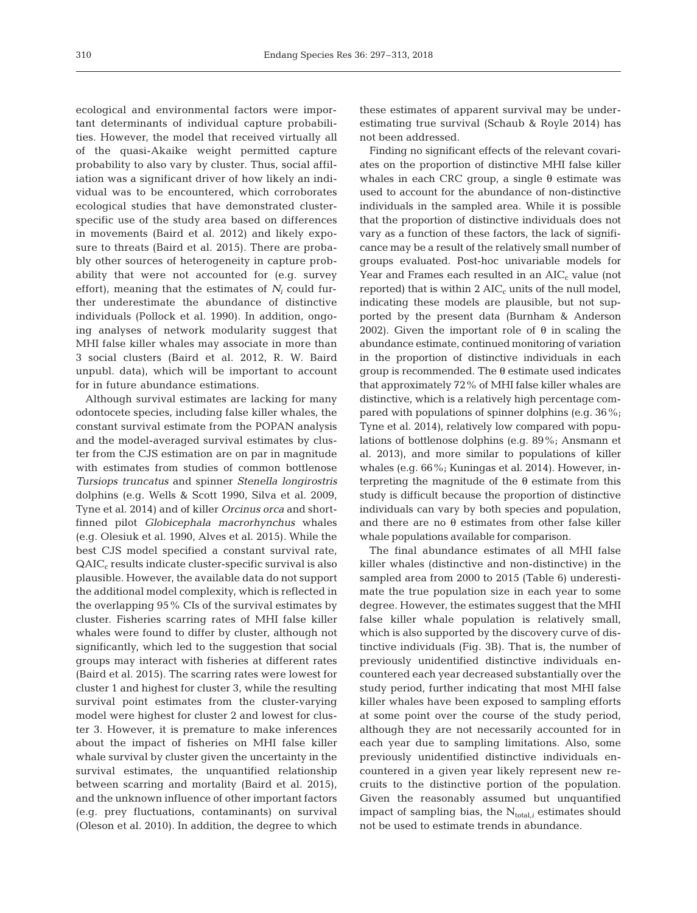ecological and environmental factors were important determinants of individual capture probabilities. However, the model that received virtually all of the quasi-Akaike weight permitted capture probability to also vary by cluster. Thus, social affiliation was a significant driver of how likely an individual was to be encountered, which corroborates ecological studies that have demonstrated cluster-specific use of the study area based on differences in movements (Baird et al. 2012) and likely exposure to threats (Baird et al. 2015). There are probably other sources of heterogeneity in capture probability that were not accounted for (e.g. survey effort), meaning that the estimates of $N_i$ could further underestimate the abundance of distinctive individuals (Pollock et al. 1990). In addition, ongoing analyses of network modularity suggest that MHI false killer whales may associate in more than 3 social clusters (Baird et al. 2012, R. W. Baird unpubl. data), which will be important to account for in future abundance estimations.

Although survival estimates are lacking for many odontocete species, including false killer whales, the constant survival estimate from the POPAN analysis and the model-averaged survival estimates by cluster from the CJS estimation are on par in magnitude with estimates from studies of common bottlenose *Tursiops truncatus* and spinner *Stenella longirostris* dolphins (e.g. Wells & Scott 1990, Silva et al. 2009, Tyne et al. 2014) and of killer *Orcinus orca* and short-finned pilot *Globicephala macrorhynchus* whales (e.g. Olesiuk et al. 1990, Alves et al. 2015). While the best CJS model specified a constant survival rate, $QAIC_c$ results indicate cluster-specific survival is also plausible. However, the available data do not support the additional model complexity, which is reflected in the overlapping 95% CIs of the survival estimates by cluster. Fisheries scarring rates of MHI false killer whales were found to differ by cluster, although not significantly, which led to the suggestion that social groups may interact with fisheries at different rates (Baird et al. 2015). The scarring rates were lowest for cluster 1 and highest for cluster 3, while the resulting survival point estimates from the cluster-varying model were highest for cluster 2 and lowest for cluster 3. However, it is premature to make inferences about the impact of fisheries on MHI false killer whale survival by cluster given the uncertainty in the survival estimates, the unquantified relationship between scarring and mortality (Baird et al. 2015), and the unknown influence of other important factors (e.g. prey fluctuations, contaminants) on survival (Oleson et al. 2010). In addition, the degree to which these estimates of apparent survival may be underestimating true survival (Schaub & Royle 2014) has not been addressed.

Finding no significant effects of the relevant covariates on the proportion of distinctive MHI false killer whales in each CRC group, a single θ estimate was used to account for the abundance of non-distinctive individuals in the sampled area. While it is possible that the proportion of distinctive individuals does not vary as a function of these factors, the lack of significance may be a result of the relatively small number of groups evaluated. Post-hoc univariable models for Year and Frames each resulted in an $AIC_c$ value (not reported) that is within 2 $AIC_c$ units of the null model, indicating these models are plausible, but not supported by the present data (Burnham & Anderson 2002). Given the important role of θ in scaling the abundance estimate, continued monitoring of variation in the proportion of distinctive individuals in each group is recommended. The θ estimate used indicates that approximately 72% of MHI false killer whales are distinctive, which is a relatively high percentage compared with populations of spinner dolphins (e.g. 36%; Tyne et al. 2014), relatively low compared with populations of bottlenose dolphins (e.g. 89%; Ansmann et al. 2013), and more similar to populations of killer whales (e.g. 66%; Kuningas et al. 2014). However, interpreting the magnitude of the θ estimate from this study is difficult because the proportion of distinctive individuals can vary by both species and population, and there are no θ estimates from other false killer whale populations available for comparison.

The final abundance estimates of all MHI false killer whales (distinctive and non-distinctive) in the sampled area from 2000 to 2015 (Table 6) underestimate the true population size in each year to some degree. However, the estimates suggest that the MHI false killer whale population is relatively small, which is also supported by the discovery curve of distinctive individuals (Fig. 3B). That is, the number of previously unidentified distinctive individuals encountered each year decreased substantially over the study period, further indicating that most MHI false killer whales have been exposed to sampling efforts at some point over the course of the study period, although they are not necessarily accounted for in each year due to sampling limitations. Also, some previously unidentified distinctive individuals encountered in a given year likely represent new recruits to the distinctive portion of the population. Given the reasonably assumed but unquantified impact of sampling bias, the $N_{total,i}$ estimates should not be used to estimate trends in abundance.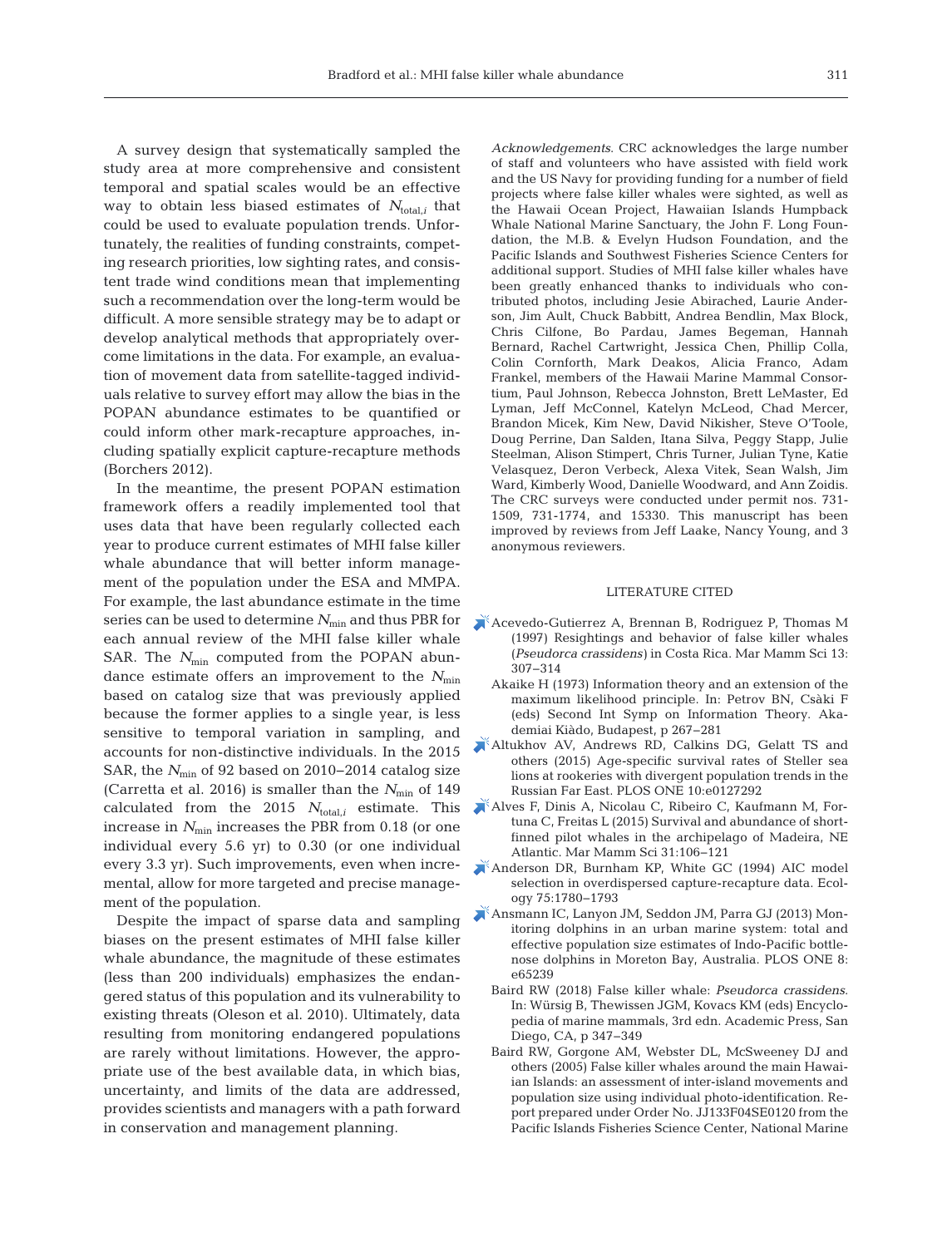A survey design that systematically sampled the study area at more comprehensive and consistent temporal and spatial scales would be an effective way to obtain less biased estimates of $N_{total,i}$ that could be used to evaluate population trends. Unfortunately, the realities of funding constraints, competing research priorities, low sighting rates, and consistent trade wind conditions mean that implementing such a recommendation over the long-term would be difficult. A more sensible strategy may be to adapt or develop analytical methods that appropriately overcome limitations in the data. For example, an evaluation of movement data from satellite-tagged individuals relative to survey effort may allow the bias in the POPAN abundance estimates to be quantified or could inform other mark-recapture approaches, including spatially explicit capture-recapture methods (Borchers 2012).

In the meantime, the present POPAN estimation framework offers a readily implemented tool that uses data that have been regularly collected each year to produce current estimates of MHI false killer whale abundance that will better inform management of the population under the ESA and MMPA. For example, the last abundance estimate in the time series can be used to determine $N_{min}$ and thus PBR for each annual review of the MHI false killer whale SAR. The $N_{min}$ computed from the POPAN abundance estimate offers an improvement to the $N_{min}$ based on catalog size that was previously applied because the former applies to a single year, is less sensitive to temporal variation in sampling, and accounts for non-distinctive individuals. In the 2015 SAR, the $N_{min}$ of 92 based on 2010–2014 catalog size (Carretta et al. 2016) is smaller than the $N_{min}$ of 149 calculated from the 2015 $N_{total,i}$ estimate. This increase in $N_{min}$ increases the PBR from 0.18 (or one individual every 5.6 yr) to 0.30 (or one individual every 3.3 yr). Such improvements, even when incremental, allow for more targeted and precise management of the population.

Despite the impact of sparse data and sampling biases on the present estimates of MHI false killer whale abundance, the magnitude of these estimates (less than 200 individuals) emphasizes the endangered status of this population and its vulnerability to existing threats (Oleson et al. 2010). Ultimately, data resulting from monitoring endangered populations are rarely without limitations. However, the appropriate use of the best available data, in which bias, uncertainty, and limits of the data are addressed, provides scientists and managers with a path forward in conservation and management planning.

*Acknowledgements*. CRC acknowledges the large number of staff and volunteers who have assisted with field work and the US Navy for providing funding for a number of field projects where false killer whales were sighted, as well as the Hawaii Ocean Project, Hawaiian Islands Humpback Whale National Marine Sanctuary, the John F. Long Foundation, the M.B. & Evelyn Hudson Foundation, and the Pacific Islands and Southwest Fisheries Science Centers for additional support. Studies of MHI false killer whales have been greatly enhanced thanks to individuals who contributed photos, including Jesie Abirached, Laurie Anderson, Jim Ault, Chuck Babbitt, Andrea Bendlin, Max Block, Chris Cilfone, Bo Pardau, James Begeman, Hannah Bernard, Rachel Cartwright, Jessica Chen, Phillip Colla, Colin Cornforth, Mark Deakos, Alicia Franco, Adam Frankel, members of the Hawaii Marine Mammal Consortium, Paul Johnson, Rebecca Johnston, Brett LeMaster, Ed Lyman, Jeff McConnel, Katelyn McLeod, Chad Mercer, Brandon Micek, Kim New, David Nikisher, Steve O'Toole, Doug Perrine, Dan Salden, Itana Silva, Peggy Stapp, Julie Steelman, Alison Stimpert, Chris Turner, Julian Tyne, Katie Velasquez, Deron Verbeck, Alexa Vitek, Sean Walsh, Jim Ward, Kimberly Wood, Danielle Woodward, and Ann Zoidis. The CRC surveys were conducted under permit nos. 731-1509, 731-1774, and 15330. This manuscript has been improved by reviews from Jeff Laake, Nancy Young, and 3 anonymous reviewers.

## LITERATURE CITED

- Acevedo-Gutierrez A, Brennan B, Rodriguez P, Thomas M (1997) Resightings and behavior of false killer whales (*Pseudorca crassidens*) in Costa Rica. Mar Mamm Sci 13: 307–314
- Akaike H (1973) Information theory and an extension of the maximum likelihood principle. In: Petrov BN, Csàki F (eds) Second Int Symp on Information Theory. Akademiai Kiàdo, Budapest, p 267–281
- Altukhov AV, Andrews RD, Calkins DG, Gelatt TS and others (2015) Age-specific survival rates of Steller sea lions at rookeries with divergent population trends in the Russian Far East. PLOS ONE 10:e0127292
- Alves F, Dinis A, Nicolau C, Ribeiro C, Kaufmann M, Fortuna C, Freitas L (2015) Survival and abundance of short-finned pilot whales in the archipelago of Madeira, NE Atlantic. Mar Mamm Sci 31:106–121
- Anderson DR, Burnham KP, White GC (1994) AIC model selection in overdispersed capture-recapture data. Ecology 75:1780–1793
- Ansmann IC, Lanyon JM, Seddon JM, Parra GJ (2013) Monitoring dolphins in an urban marine system: total and effective population size estimates of Indo-Pacific bottlenose dolphins in Moreton Bay, Australia. PLOS ONE 8: e65239
- Baird RW (2018) False killer whale: *Pseudorca crassidens*. In: Würsig B, Thewissen JGM, Kovacs KM (eds) Encyclopedia of marine mammals, 3rd edn. Academic Press, San Diego, CA, p 347–349
- Baird RW, Gorgone AM, Webster DL, McSweeney DJ and others (2005) False killer whales around the main Hawaiian Islands: an assessment of inter-island movements and population size using individual photo-identification. Report prepared under Order No. JJ133F04SE0120 from the Pacific Islands Fisheries Science Center, National Marine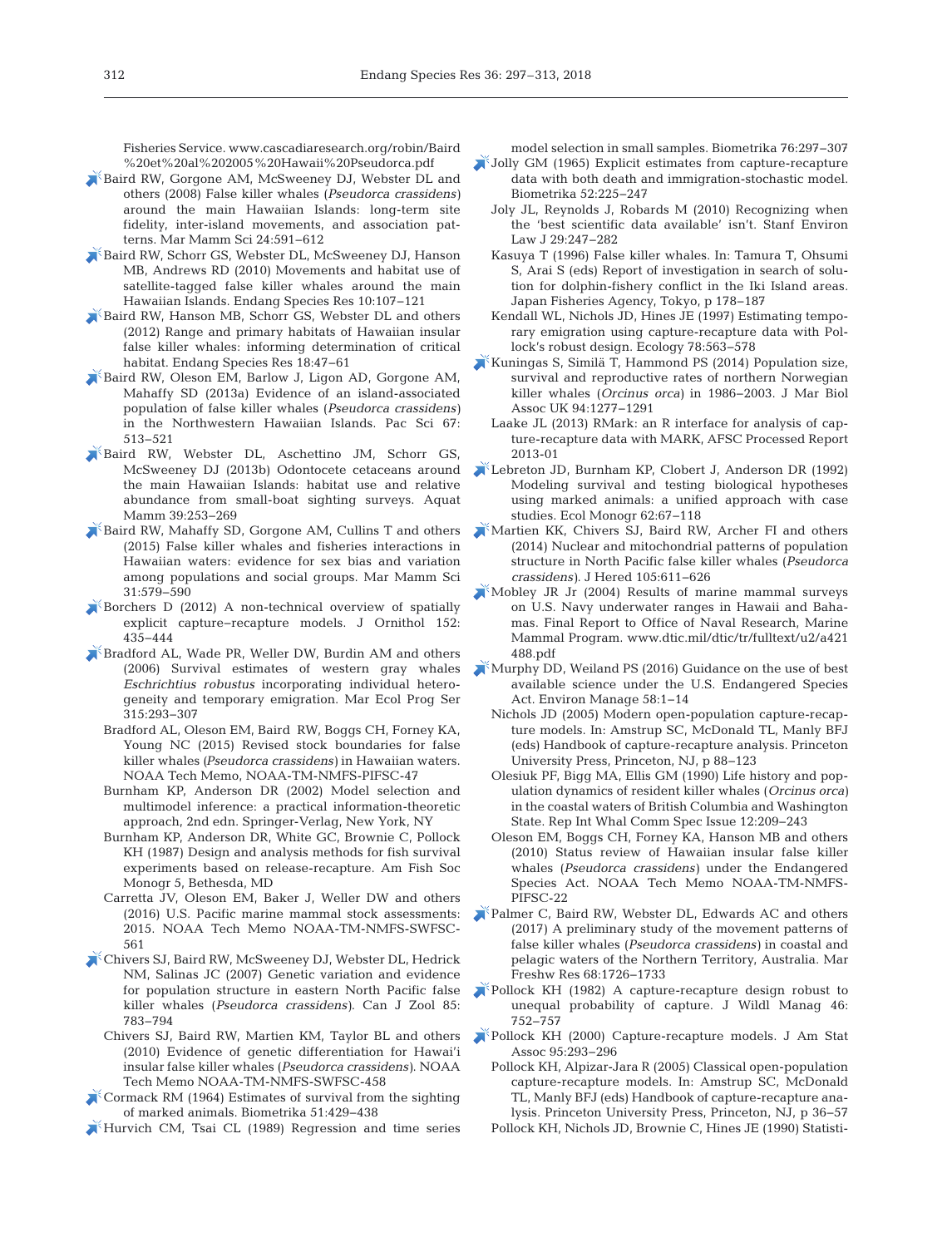Fisheries Service. www.cascadiaresearch.org/robin/Baird%20et%20al%202005%20Hawaii%20Pseudorca.pdf

Baird RW, Gorgone AM, McSweeney DJ, Webster DL and others (2008) False killer whales (*Pseudorca crassidens*) around the main Hawaiian Islands: long-term site fidelity, inter-island movements, and association patterns. Mar Mamm Sci 24:591−612

Baird RW, Schorr GS, Webster DL, McSweeney DJ, Hanson MB, Andrews RD (2010) Movements and habitat use of satellite-tagged false killer whales around the main Hawaiian Islands. Endang Species Res 10:107−121

Baird RW, Hanson MB, Schorr GS, Webster DL and others (2012) Range and primary habitats of Hawaiian insular false killer whales: informing determination of critical habitat. Endang Species Res 18:47−61

Baird RW, Oleson EM, Barlow J, Ligon AD, Gorgone AM, Mahaffy SD (2013a) Evidence of an island-associated population of false killer whales (*Pseudorca crassidens*) in the Northwestern Hawaiian Islands. Pac Sci 67: 513−521

Baird RW, Webster DL, Aschettino JM, Schorr GS, McSweeney DJ (2013b) Odontocete cetaceans around the main Hawaiian Islands: habitat use and relative abundance from small-boat sighting surveys. Aquat Mamm 39:253−269

Baird RW, Mahaffy SD, Gorgone AM, Cullins T and others (2015) False killer whales and fisheries interactions in Hawaiian waters: evidence for sex bias and variation among populations and social groups. Mar Mamm Sci 31:579−590

Borchers D (2012) A non-technical overview of spatially explicit capture−recapture models. J Ornithol 152: 435−444

Bradford AL, Wade PR, Weller DW, Burdin AM and others (2006) Survival estimates of western gray whales *Eschrichtius robustus* incorporating individual heterogeneity and temporary emigration. Mar Ecol Prog Ser 315:293−307

Bradford AL, Oleson EM, Baird RW, Boggs CH, Forney KA, Young NC (2015) Revised stock boundaries for false killer whales (*Pseudorca crassidens*) in Hawaiian waters. NOAA Tech Memo, NOAA-TM-NMFS-PIFSC-47

Burnham KP, Anderson DR (2002) Model selection and multimodel inference: a practical information-theoretic approach, 2nd edn. Springer-Verlag, New York, NY

Burnham KP, Anderson DR, White GC, Brownie C, Pollock KH (1987) Design and analysis methods for fish survival experiments based on release-recapture. Am Fish Soc Monogr 5, Bethesda, MD

Carretta JV, Oleson EM, Baker J, Weller DW and others (2016) U.S. Pacific marine mammal stock assessments: 2015. NOAA Tech Memo NOAA-TM-NMFS-SWFSC-561

Chivers SJ, Baird RW, McSweeney DJ, Webster DL, Hedrick NM, Salinas JC (2007) Genetic variation and evidence for population structure in eastern North Pacific false killer whales (*Pseudorca crassidens*). Can J Zool 85: 783−794

Chivers SJ, Baird RW, Martien KM, Taylor BL and others (2010) Evidence of genetic differentiation for Hawai'i insular false killer whales (*Pseudorca crassidens*). NOAA Tech Memo NOAA-TM-NMFS-SWFSC-458

Cormack RM (1964) Estimates of survival from the sighting of marked animals. Biometrika 51:429−438

Hurvich CM, Tsai CL (1989) Regression and time series model selection in small samples. Biometrika 76:297−307

Jolly GM (1965) Explicit estimates from capture-recapture data with both death and immigration-stochastic model. Biometrika 52:225−247

Joly JL, Reynolds J, Robards M (2010) Recognizing when the 'best scientific data available' isn't. Stanf Environ Law J 29:247−282

Kasuya T (1996) False killer whales. In: Tamura T, Ohsumi S, Arai S (eds) Report of investigation in search of solution for dolphin-fishery conflict in the Iki Island areas. Japan Fisheries Agency, Tokyo, p 178−187

Kendall WL, Nichols JD, Hines JE (1997) Estimating temporary emigration using capture-recapture data with Pollock's robust design. Ecology 78:563−578

Kuningas S, Similä T, Hammond PS (2014) Population size, survival and reproductive rates of northern Norwegian killer whales (*Orcinus orca*) in 1986−2003. J Mar Biol Assoc UK 94:1277−1291

Laake JL (2013) RMark: an R interface for analysis of capture-recapture data with MARK, AFSC Processed Report 2013-01

Lebreton JD, Burnham KP, Clobert J, Anderson DR (1992) Modeling survival and testing biological hypotheses using marked animals: a unified approach with case studies. Ecol Monogr 62:67−118

Martien KK, Chivers SJ, Baird RW, Archer FI and others (2014) Nuclear and mitochondrial patterns of population structure in North Pacific false killer whales (*Pseudorca crassidens*). J Hered 105:611−626

Mobley JR Jr (2004) Results of marine mammal surveys on U.S. Navy underwater ranges in Hawaii and Bahamas. Final Report to Office of Naval Research, Marine Mammal Program. www.dtic.mil/dtic/tr/fulltext/u2/a421488.pdf

Murphy DD, Weiland PS (2016) Guidance on the use of best available science under the U.S. Endangered Species Act. Environ Manage 58:1−14

Nichols JD (2005) Modern open-population capture-recapture models. In: Amstrup SC, McDonald TL, Manly BFJ (eds) Handbook of capture-recapture analysis. Princeton University Press, Princeton, NJ, p 88−123

Olesiuk PF, Bigg MA, Ellis GM (1990) Life history and population dynamics of resident killer whales (*Orcinus orca*) in the coastal waters of British Columbia and Washington State. Rep Int Whal Comm Spec Issue 12:209−243

Oleson EM, Boggs CH, Forney KA, Hanson MB and others (2010) Status review of Hawaiian insular false killer whales (*Pseudorca crassidens*) under the Endangered Species Act. NOAA Tech Memo NOAA-TM-NMFS-PIFSC-22

Palmer C, Baird RW, Webster DL, Edwards AC and others (2017) A preliminary study of the movement patterns of false killer whales (*Pseudorca crassidens*) in coastal and pelagic waters of the Northern Territory, Australia. Mar Freshw Res 68:1726−1733

Pollock KH (1982) A capture-recapture design robust to unequal probability of capture. J Wildl Manag 46: 752−757

Pollock KH (2000) Capture-recapture models. J Am Stat Assoc 95:293−296

Pollock KH, Alpizar-Jara R (2005) Classical open-population capture-recapture models. In: Amstrup SC, McDonald TL, Manly BFJ (eds) Handbook of capture-recapture analysis. Princeton University Press, Princeton, NJ, p 36−57

Pollock KH, Nichols JD, Brownie C, Hines JE (1990) Statisti-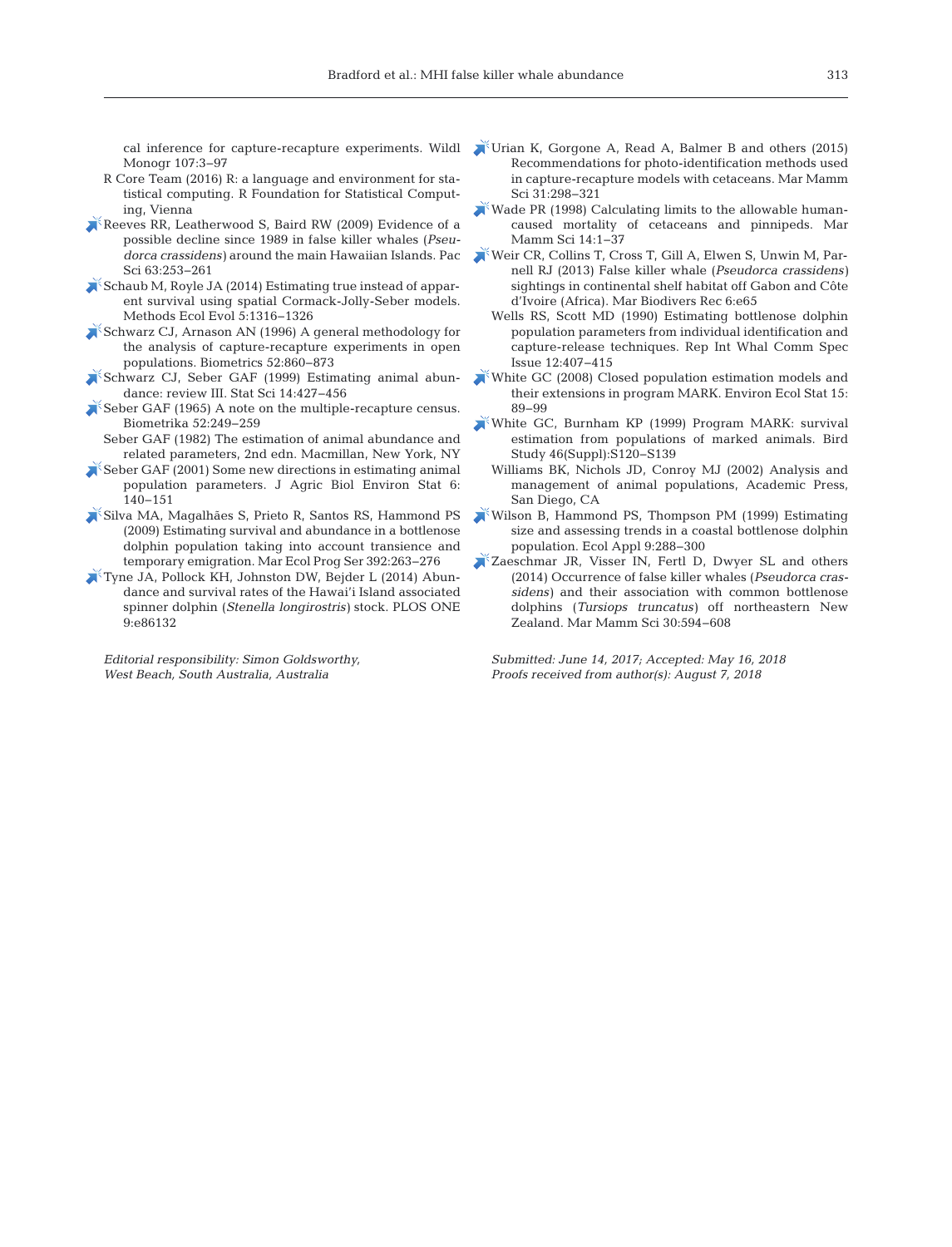cal inference for capture-recapture experiments. Wildl Monogr 107:3–97

R Core Team (2016) R: a language and environment for statistical computing. R Foundation for Statistical Computing, Vienna

Reeves RR, Leatherwood S, Baird RW (2009) Evidence of a possible decline since 1989 in false killer whales (*Pseudorca crassidens*) around the main Hawaiian Islands. Pac Sci 63:253–261

Schaub M, Royle JA (2014) Estimating true instead of apparent survival using spatial Cormack-Jolly-Seber models. Methods Ecol Evol 5:1316–1326

Schwarz CJ, Arnason AN (1996) A general methodology for the analysis of capture-recapture experiments in open populations. Biometrics 52:860–873

Schwarz CJ, Seber GAF (1999) Estimating animal abundance: review III. Stat Sci 14:427–456

Seber GAF (1965) A note on the multiple-recapture census. Biometrika 52:249–259

Seber GAF (1982) The estimation of animal abundance and related parameters, 2nd edn. Macmillan, New York, NY

Seber GAF (2001) Some new directions in estimating animal population parameters. J Agric Biol Environ Stat 6: 140–151

Silva MA, Magalhães S, Prieto R, Santos RS, Hammond PS (2009) Estimating survival and abundance in a bottlenose dolphin population taking into account transience and temporary emigration. Mar Ecol Prog Ser 392:263–276

Tyne JA, Pollock KH, Johnston DW, Bejder L (2014) Abundance and survival rates of the Hawai'i Island associated spinner dolphin (*Stenella longirostris*) stock. PLOS ONE 9:e86132

Urian K, Gorgone A, Read A, Balmer B and others (2015) Recommendations for photo-identification methods used in capture-recapture models with cetaceans. Mar Mamm Sci 31:298–321

Wade PR (1998) Calculating limits to the allowable human-caused mortality of cetaceans and pinnipeds. Mar Mamm Sci 14:1–37

Weir CR, Collins T, Cross T, Gill A, Elwen S, Unwin M, Parnell RJ (2013) False killer whale (*Pseudorca crassidens*) sightings in continental shelf habitat off Gabon and Côte d'Ivoire (Africa). Mar Biodivers Rec 6:e65

Wells RS, Scott MD (1990) Estimating bottlenose dolphin population parameters from individual identification and capture-release techniques. Rep Int Whal Comm Spec Issue 12:407–415

White GC (2008) Closed population estimation models and their extensions in program MARK. Environ Ecol Stat 15: 89–99

White GC, Burnham KP (1999) Program MARK: survival estimation from populations of marked animals. Bird Study 46(Suppl):S120–S139

Williams BK, Nichols JD, Conroy MJ (2002) Analysis and management of animal populations, Academic Press, San Diego, CA

Wilson B, Hammond PS, Thompson PM (1999) Estimating size and assessing trends in a coastal bottlenose dolphin population. Ecol Appl 9:288–300

Zaeschmar JR, Visser IN, Fertl D, Dwyer SL and others (2014) Occurrence of false killer whales (*Pseudorca crassidens*) and their association with common bottlenose dolphins (*Tursiops truncatus*) off northeastern New Zealand. Mar Mamm Sci 30:594–608

*Editorial responsibility: Simon Goldsworthy, West Beach, South Australia, Australia*

*Submitted: June 14, 2017; Accepted: May 16, 2018*
*Proofs received from author(s): August 7, 2018*